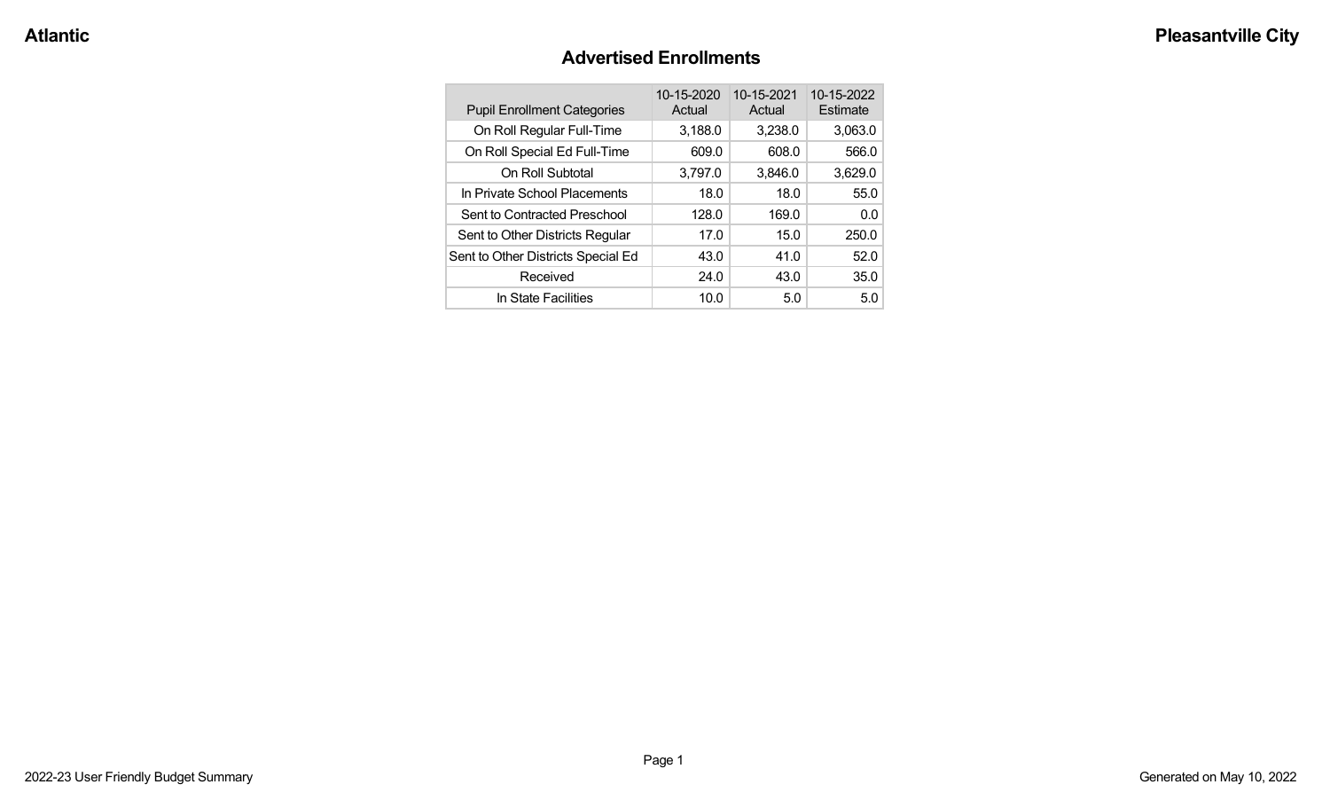Atlantic

Pleasantville City

# Advertised Enrollments

| Pupil Enrollment Categories | 10-15-2020 Actual | 10-15-2021 Actual | 10-15-2022 Estimate |
|---|---|---|---|
| On Roll Regular Full-Time | 3,188.0 | 3,238.0 | 3,063.0 |
| On Roll Special Ed Full-Time | 609.0 | 608.0 | 566.0 |
| On Roll Subtotal | 3,797.0 | 3,846.0 | 3,629.0 |
| In Private School Placements | 18.0 | 18.0 | 55.0 |
| Sent to Contracted Preschool | 128.0 | 169.0 | 0.0 |
| Sent to Other Districts Regular | 17.0 | 15.0 | 250.0 |
| Sent to Other Districts Special Ed | 43.0 | 41.0 | 52.0 |
| Received | 24.0 | 43.0 | 35.0 |
| In State Facilities | 10.0 | 5.0 | 5.0 |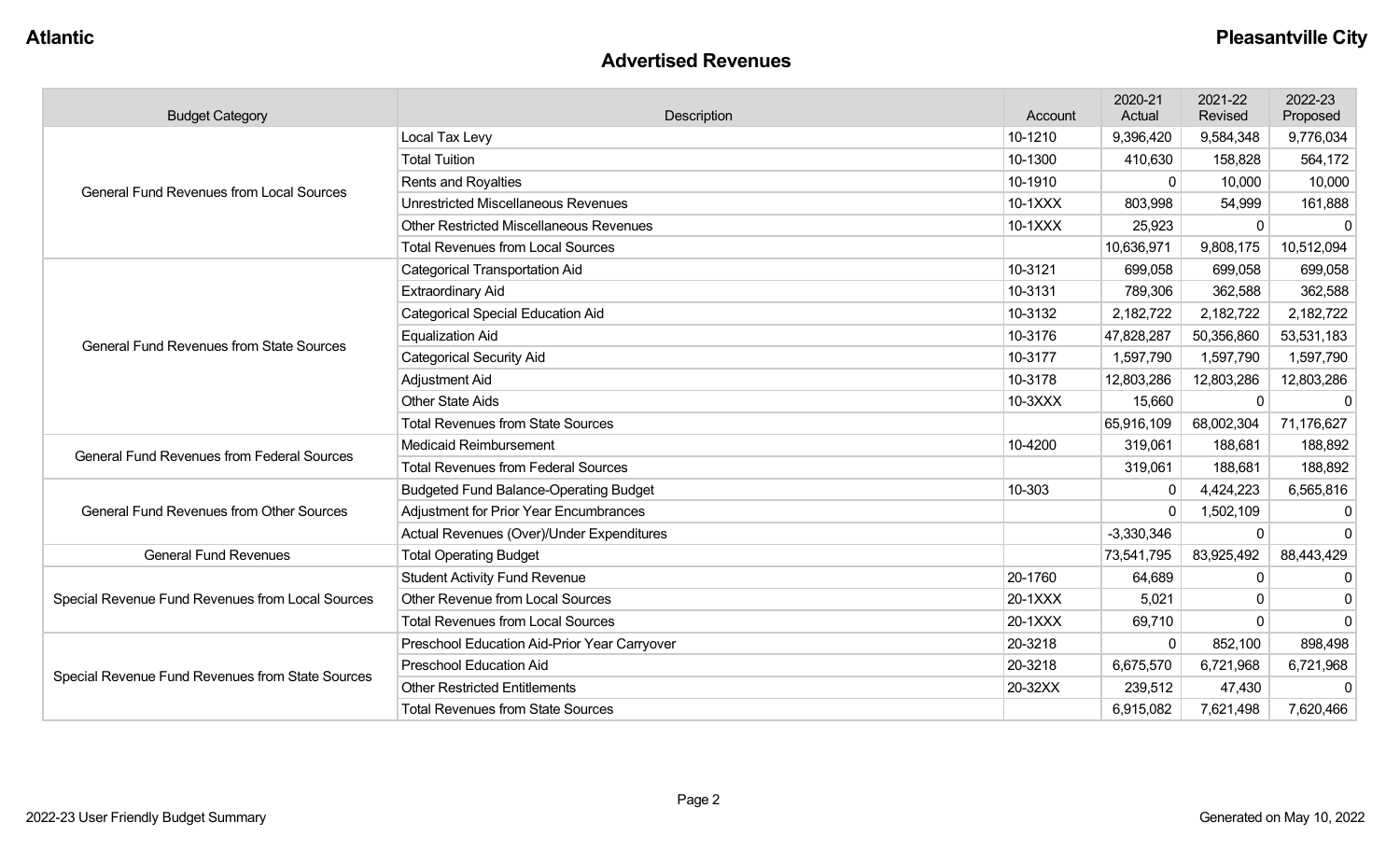## Advertised Revenues

| Budget Category | Description | Account | 2020-21 Actual | 2021-22 Revised | 2022-23 Proposed |
|---|---|---|---|---|---|
| General Fund Revenues from Local Sources | Local Tax Levy | 10-1210 | 9,396,420 | 9,584,348 | 9,776,034 |
| | Total Tuition | 10-1300 | 410,630 | 158,828 | 564,172 |
| | Rents and Royalties | 10-1910 | 0 | 10,000 | 10,000 |
| | Unrestricted Miscellaneous Revenues | 10-1XXX | 803,998 | 54,999 | 161,888 |
| | Other Restricted Miscellaneous Revenues | 10-1XXX | 25,923 | 0 | 0 |
| | Total Revenues from Local Sources | | 10,636,971 | 9,808,175 | 10,512,094 |
| General Fund Revenues from State Sources | Categorical Transportation Aid | 10-3121 | 699,058 | 699,058 | 699,058 |
| | Extraordinary Aid | 10-3131 | 789,306 | 362,588 | 362,588 |
| | Categorical Special Education Aid | 10-3132 | 2,182,722 | 2,182,722 | 2,182,722 |
| | Equalization Aid | 10-3176 | 47,828,287 | 50,356,860 | 53,531,183 |
| | Categorical Security Aid | 10-3177 | 1,597,790 | 1,597,790 | 1,597,790 |
| | Adjustment Aid | 10-3178 | 12,803,286 | 12,803,286 | 12,803,286 |
| | Other State Aids | 10-3XXX | 15,660 | 0 | 0 |
| | Total Revenues from State Sources | | 65,916,109 | 68,002,304 | 71,176,627 |
| General Fund Revenues from Federal Sources | Medicaid Reimbursement | 10-4200 | 319,061 | 188,681 | 188,892 |
| | Total Revenues from Federal Sources | | 319,061 | 188,681 | 188,892 |
| General Fund Revenues from Other Sources | Budgeted Fund Balance-Operating Budget | 10-303 | 0 | 4,424,223 | 6,565,816 |
| | Adjustment for Prior Year Encumbrances | | 0 | 1,502,109 | 0 |
| | Actual Revenues (Over)/Under Expenditures | | -3,330,346 | 0 | 0 |
| General Fund Revenues | Total Operating Budget | | 73,541,795 | 83,925,492 | 88,443,429 |
| Special Revenue Fund Revenues from Local Sources | Student Activity Fund Revenue | 20-1760 | 64,689 | 0 | 0 |
| | Other Revenue from Local Sources | 20-1XXX | 5,021 | 0 | 0 |
| | Total Revenues from Local Sources | 20-1XXX | 69,710 | 0 | 0 |
| Special Revenue Fund Revenues from State Sources | Preschool Education Aid-Prior Year Carryover | 20-3218 | 0 | 852,100 | 898,498 |
| | Preschool Education Aid | 20-3218 | 6,675,570 | 6,721,968 | 6,721,968 |
| | Other Restricted Entitlements | 20-32XX | 239,512 | 47,430 | 0 |
| | Total Revenues from State Sources | | 6,915,082 | 7,621,498 | 7,620,466 |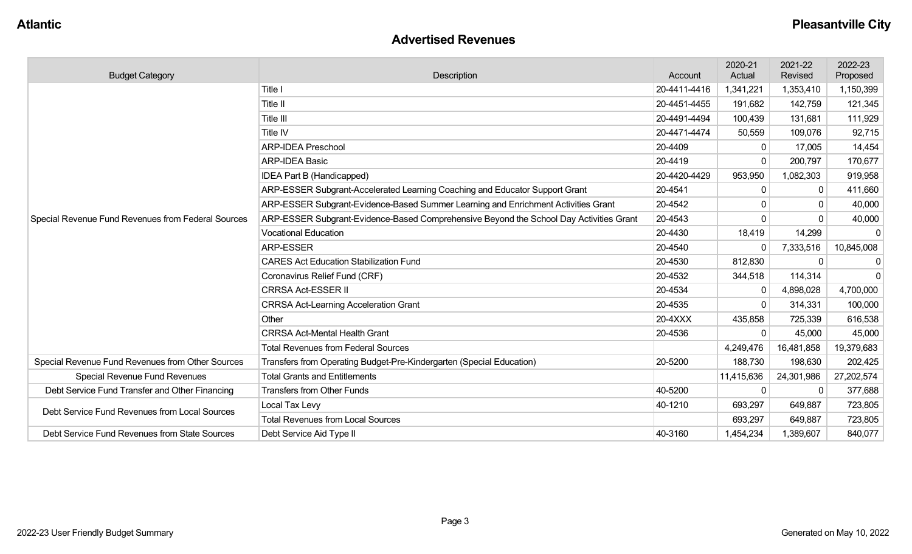## Advertised Revenues

| Budget Category | Description | Account | 2020-21 Actual | 2021-22 Revised | 2022-23 Proposed |
|---|---|---|---|---|---|
| Special Revenue Fund Revenues from Federal Sources | Title I | 20-4411-4416 | 1,341,221 | 1,353,410 | 1,150,399 |
| | Title II | 20-4451-4455 | 191,682 | 142,759 | 121,345 |
| | Title III | 20-4491-4494 | 100,439 | 131,681 | 111,929 |
| | Title IV | 20-4471-4474 | 50,559 | 109,076 | 92,715 |
| | ARP-IDEA Preschool | 20-4409 | 0 | 17,005 | 14,454 |
| | ARP-IDEA Basic | 20-4419 | 0 | 200,797 | 170,677 |
| | IDEA Part B (Handicapped) | 20-4420-4429 | 953,950 | 1,082,303 | 919,958 |
| | ARP-ESSER Subgrant-Accelerated Learning Coaching and Educator Support Grant | 20-4541 | 0 | 0 | 411,660 |
| | ARP-ESSER Subgrant-Evidence-Based Summer Learning and Enrichment Activities Grant | 20-4542 | 0 | 0 | 40,000 |
| | ARP-ESSER Subgrant-Evidence-Based Comprehensive Beyond the School Day Activities Grant | 20-4543 | 0 | 0 | 40,000 |
| | Vocational Education | 20-4430 | 18,419 | 14,299 | 0 |
| | ARP-ESSER | 20-4540 | 0 | 7,333,516 | 10,845,008 |
| | CARES Act Education Stabilization Fund | 20-4530 | 812,830 | 0 | 0 |
| | Coronavirus Relief Fund (CRF) | 20-4532 | 344,518 | 114,314 | 0 |
| | CRRSA Act-ESSER II | 20-4534 | 0 | 4,898,028 | 4,700,000 |
| | CRRSA Act-Learning Acceleration Grant | 20-4535 | 0 | 314,331 | 100,000 |
| | Other | 20-4XXX | 435,858 | 725,339 | 616,538 |
| | CRRSA Act-Mental Health Grant | 20-4536 | 0 | 45,000 | 45,000 |
| | Total Revenues from Federal Sources | | 4,249,476 | 16,481,858 | 19,379,683 |
| Special Revenue Fund Revenues from Other Sources | Transfers from Operating Budget-Pre-Kindergarten (Special Education) | 20-5200 | 188,730 | 198,630 | 202,425 |
| Special Revenue Fund Revenues | Total Grants and Entitlements | | 11,415,636 | 24,301,986 | 27,202,574 |
| Debt Service Fund Transfer and Other Financing | Transfers from Other Funds | 40-5200 | 0 | 0 | 377,688 |
| Debt Service Fund Revenues from Local Sources | Local Tax Levy | 40-1210 | 693,297 | 649,887 | 723,805 |
| | Total Revenues from Local Sources | | 693,297 | 649,887 | 723,805 |
| Debt Service Fund Revenues from State Sources | Debt Service Aid Type II | 40-3160 | 1,454,234 | 1,389,607 | 840,077 |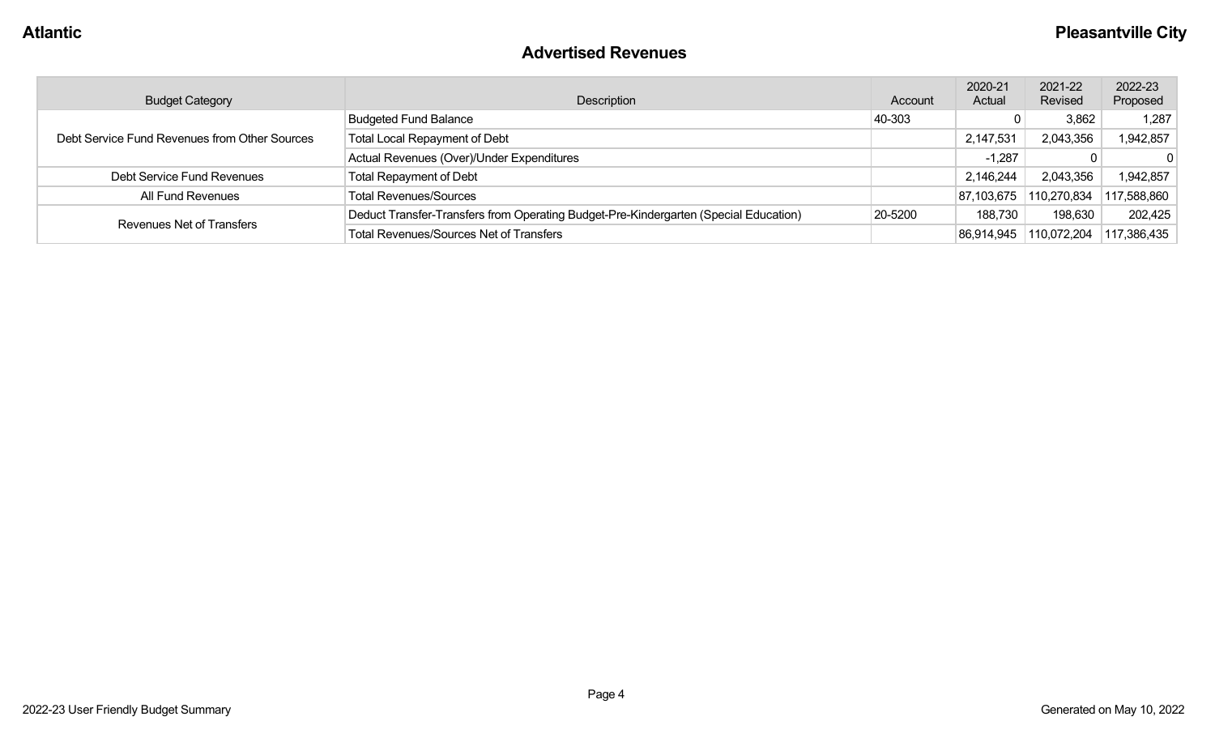## Advertised Revenues

| Budget Category | Description | Account | 2020-21 Actual | 2021-22 Revised | 2022-23 Proposed |
|---|---|---|---|---|---|
| Debt Service Fund Revenues from Other Sources | Budgeted Fund Balance | 40-303 | 0 | 3,862 | 1,287 |
| | Total Local Repayment of Debt | | 2,147,531 | 2,043,356 | 1,942,857 |
| | Actual Revenues (Over)/Under Expenditures | | -1,287 | 0 | 0 |
| Debt Service Fund Revenues | Total Repayment of Debt | | 2,146,244 | 2,043,356 | 1,942,857 |
| All Fund Revenues | Total Revenues/Sources | | 87,103,675 | 110,270,834 | 117,588,860 |
| Revenues Net of Transfers | Deduct Transfer-Transfers from Operating Budget-Pre-Kindergarten (Special Education) | 20-5200 | 188,730 | 198,630 | 202,425 |
| | Total Revenues/Sources Net of Transfers | | 86,914,945 | 110,072,204 | 117,386,435 |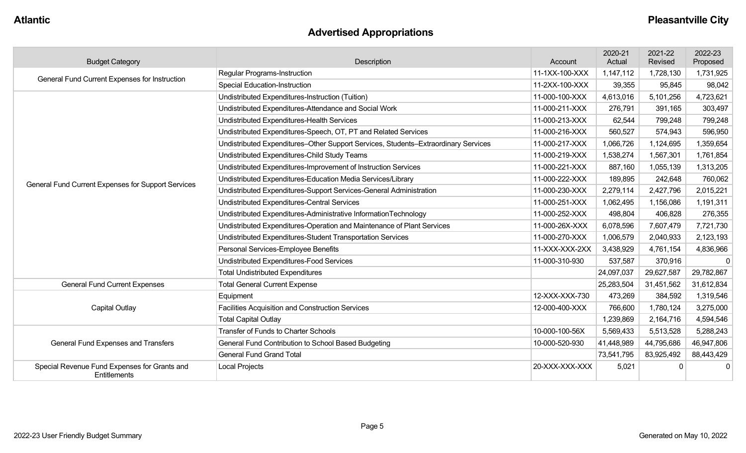# Advertised Appropriations

| Budget Category | Description | Account | 2020-21 Actual | 2021-22 Revised | 2022-23 Proposed |
|---|---|---|---|---|---|
| General Fund Current Expenses for Instruction | Regular Programs-Instruction | 11-1XX-100-XXX | 1,147,112 | 1,728,130 | 1,731,925 |
| | Special Education-Instruction | 11-2XX-100-XXX | 39,355 | 95,845 | 98,042 |
| General Fund Current Expenses for Support Services | Undistributed Expenditures-Instruction (Tuition) | 11-000-100-XXX | 4,613,016 | 5,101,256 | 4,723,621 |
| | Undistributed Expenditures-Attendance and Social Work | 11-000-211-XXX | 276,791 | 391,165 | 303,497 |
| | Undistributed Expenditures-Health Services | 11-000-213-XXX | 62,544 | 799,248 | 799,248 |
| | Undistributed Expenditures-Speech, OT, PT and Related Services | 11-000-216-XXX | 560,527 | 574,943 | 596,950 |
| | Undistributed Expenditures–Other Support Services, Students–Extraordinary Services | 11-000-217-XXX | 1,066,726 | 1,124,695 | 1,359,654 |
| | Undistributed Expenditures-Child Study Teams | 11-000-219-XXX | 1,538,274 | 1,567,301 | 1,761,854 |
| | Undistributed Expenditures-Improvement of Instruction Services | 11-000-221-XXX | 887,160 | 1,055,139 | 1,313,205 |
| | Undistributed Expenditures-Education Media Services/Library | 11-000-222-XXX | 189,895 | 242,648 | 760,062 |
| | Undistributed Expenditures-Support Services-General Administration | 11-000-230-XXX | 2,279,114 | 2,427,796 | 2,015,221 |
| | Undistributed Expenditures-Central Services | 11-000-251-XXX | 1,062,495 | 1,156,086 | 1,191,311 |
| | Undistributed Expenditures-Administrative InformationTechnology | 11-000-252-XXX | 498,804 | 406,828 | 276,355 |
| | Undistributed Expenditures-Operation and Maintenance of Plant Services | 11-000-26X-XXX | 6,078,596 | 7,607,479 | 7,721,730 |
| | Undistributed Expenditures-Student Transportation Services | 11-000-270-XXX | 1,006,579 | 2,040,933 | 2,123,193 |
| | Personal Services-Employee Benefits | 11-XXX-XXX-2XX | 3,438,929 | 4,761,154 | 4,836,966 |
| | Undistributed Expenditures-Food Services | 11-000-310-930 | 537,587 | 370,916 | 0 |
| | Total Undistributed Expenditures | | 24,097,037 | 29,627,587 | 29,782,867 |
| General Fund Current Expenses | Total General Current Expense | | 25,283,504 | 31,451,562 | 31,612,834 |
| Capital Outlay | Equipment | 12-XXX-XXX-730 | 473,269 | 384,592 | 1,319,546 |
| | Facilities Acquisition and Construction Services | 12-000-400-XXX | 766,600 | 1,780,124 | 3,275,000 |
| | Total Capital Outlay | | 1,239,869 | 2,164,716 | 4,594,546 |
| General Fund Expenses and Transfers | Transfer of Funds to Charter Schools | 10-000-100-56X | 5,569,433 | 5,513,528 | 5,288,243 |
| | General Fund Contribution to School Based Budgeting | 10-000-520-930 | 41,448,989 | 44,795,686 | 46,947,806 |
| | General Fund Grand Total | | 73,541,795 | 83,925,492 | 88,443,429 |
| Special Revenue Fund Expenses for Grants and Entitlements | Local Projects | 20-XXX-XXX-XXX | 5,021 | 0 | 0 |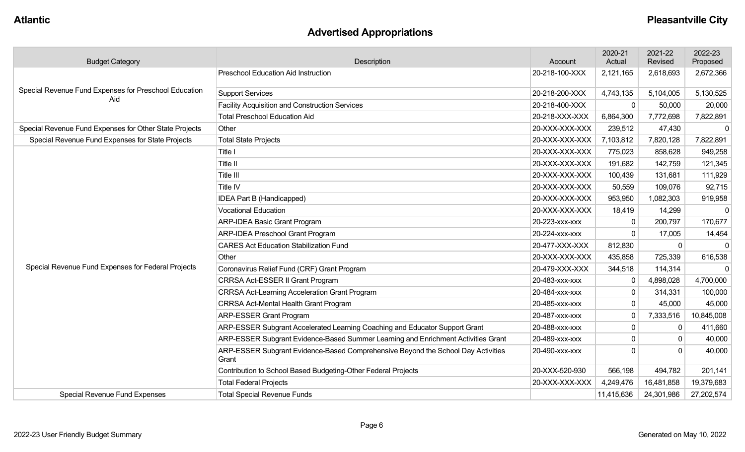## Advertised Appropriations

| Budget Category | Description | Account | 2020-21 Actual | 2021-22 Revised | 2022-23 Proposed |
|---|---|---|---|---|---|
| Special Revenue Fund Expenses for Preschool Education Aid | Preschool Education Aid Instruction | 20-218-100-XXX | 2,121,165 | 2,618,693 | 2,672,366 |
| | Support Services | 20-218-200-XXX | 4,743,135 | 5,104,005 | 5,130,525 |
| | Facility Acquisition and Construction Services | 20-218-400-XXX | 0 | 50,000 | 20,000 |
| | Total Preschool Education Aid | 20-218-XXX-XXX | 6,864,300 | 7,772,698 | 7,822,891 |
| Special Revenue Fund Expenses for Other State Projects | Other | 20-XXX-XXX-XXX | 239,512 | 47,430 | 0 |
| Special Revenue Fund Expenses for State Projects | Total State Projects | 20-XXX-XXX-XXX | 7,103,812 | 7,820,128 | 7,822,891 |
| Special Revenue Fund Expenses for Federal Projects | Title I | 20-XXX-XXX-XXX | 775,023 | 858,628 | 949,258 |
| | Title II | 20-XXX-XXX-XXX | 191,682 | 142,759 | 121,345 |
| | Title III | 20-XXX-XXX-XXX | 100,439 | 131,681 | 111,929 |
| | Title IV | 20-XXX-XXX-XXX | 50,559 | 109,076 | 92,715 |
| | IDEA Part B (Handicapped) | 20-XXX-XXX-XXX | 953,950 | 1,082,303 | 919,958 |
| | Vocational Education | 20-XXX-XXX-XXX | 18,419 | 14,299 | 0 |
| | ARP-IDEA Basic Grant Program | 20-223-xxx-xxx | 0 | 200,797 | 170,677 |
| | ARP-IDEA Preschool Grant Program | 20-224-xxx-xxx | 0 | 17,005 | 14,454 |
| | CARES Act Education Stabilization Fund | 20-477-XXX-XXX | 812,830 | 0 | 0 |
| | Other | 20-XXX-XXX-XXX | 435,858 | 725,339 | 616,538 |
| | Coronavirus Relief Fund (CRF) Grant Program | 20-479-XXX-XXX | 344,518 | 114,314 | 0 |
| | CRRSA Act-ESSER II Grant Program | 20-483-xxx-xxx | 0 | 4,898,028 | 4,700,000 |
| | CRRSA Act-Learning Acceleration Grant Program | 20-484-xxx-xxx | 0 | 314,331 | 100,000 |
| | CRRSA Act-Mental Health Grant Program | 20-485-xxx-xxx | 0 | 45,000 | 45,000 |
| | ARP-ESSER Grant Program | 20-487-xxx-xxx | 0 | 7,333,516 | 10,845,008 |
| | ARP-ESSER Subgrant Accelerated Learning Coaching and Educator Support Grant | 20-488-xxx-xxx | 0 | 0 | 411,660 |
| | ARP-ESSER Subgrant Evidence-Based Summer Learning and Enrichment Activities Grant | 20-489-xxx-xxx | 0 | 0 | 40,000 |
| | ARP-ESSER Subgrant Evidence-Based Comprehensive Beyond the School Day Activities Grant | 20-490-xxx-xxx | 0 | 0 | 40,000 |
| | Contribution to School Based Budgeting-Other Federal Projects | 20-XXX-520-930 | 566,198 | 494,782 | 201,141 |
| | Total Federal Projects | 20-XXX-XXX-XXX | 4,249,476 | 16,481,858 | 19,379,683 |
| Special Revenue Fund Expenses | Total Special Revenue Funds | | 11,415,636 | 24,301,986 | 27,202,574 |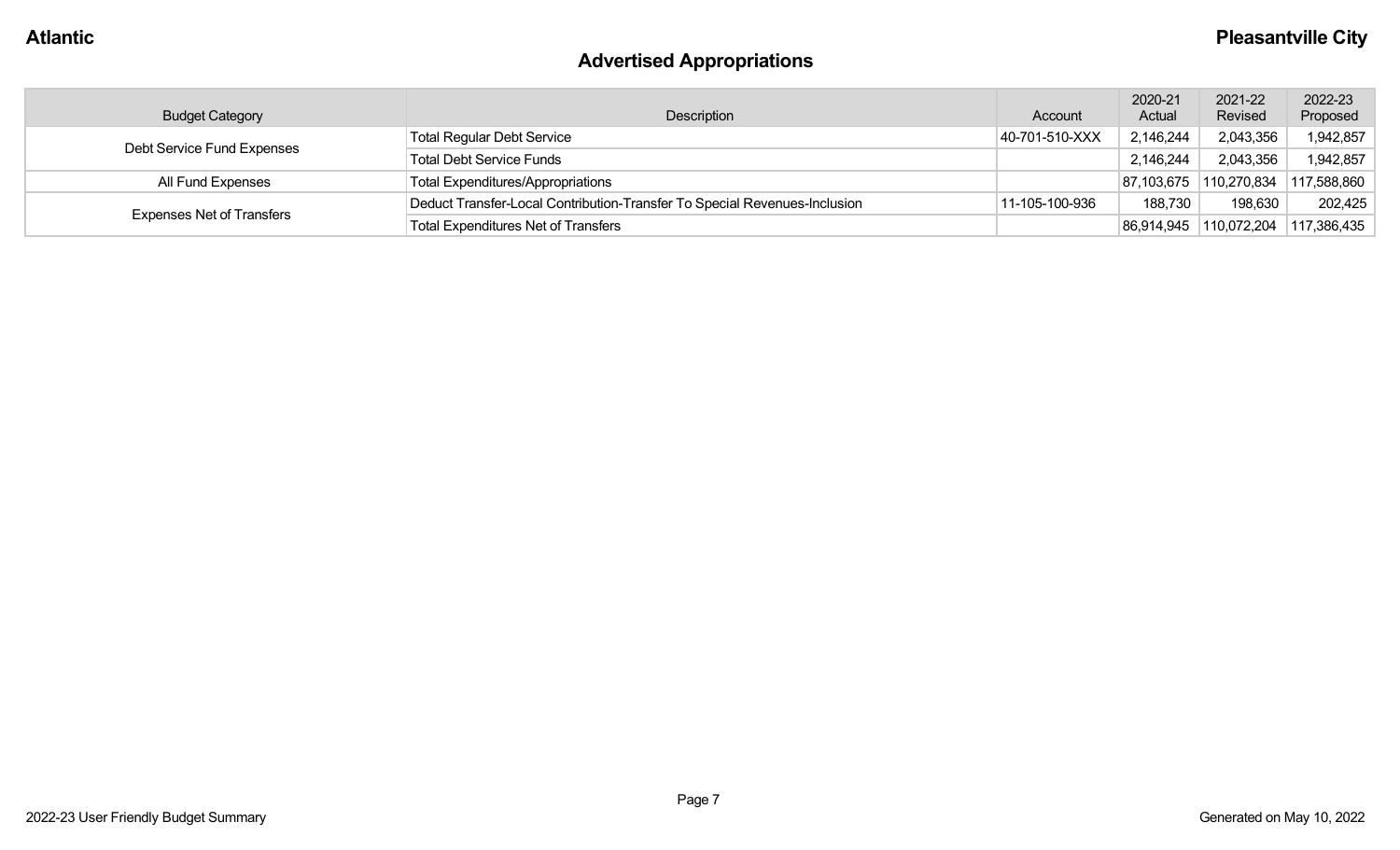## Advertised Appropriations

| Budget Category | Description | Account | 2020-21 Actual | 2021-22 Revised | 2022-23 Proposed |
|---|---|---|---|---|---|
| Debt Service Fund Expenses | Total Regular Debt Service | 40-701-510-XXX | 2,146,244 | 2,043,356 | 1,942,857 |
| | Total Debt Service Funds | | 2,146,244 | 2,043,356 | 1,942,857 |
| All Fund Expenses | Total Expenditures/Appropriations | | 87,103,675 | 110,270,834 | 117,588,860 |
| Expenses Net of Transfers | Deduct Transfer-Local Contribution-Transfer To Special Revenues-Inclusion | 11-105-100-936 | 188,730 | 198,630 | 202,425 |
| | Total Expenditures Net of Transfers | | 86,914,945 | 110,072,204 | 117,386,435 |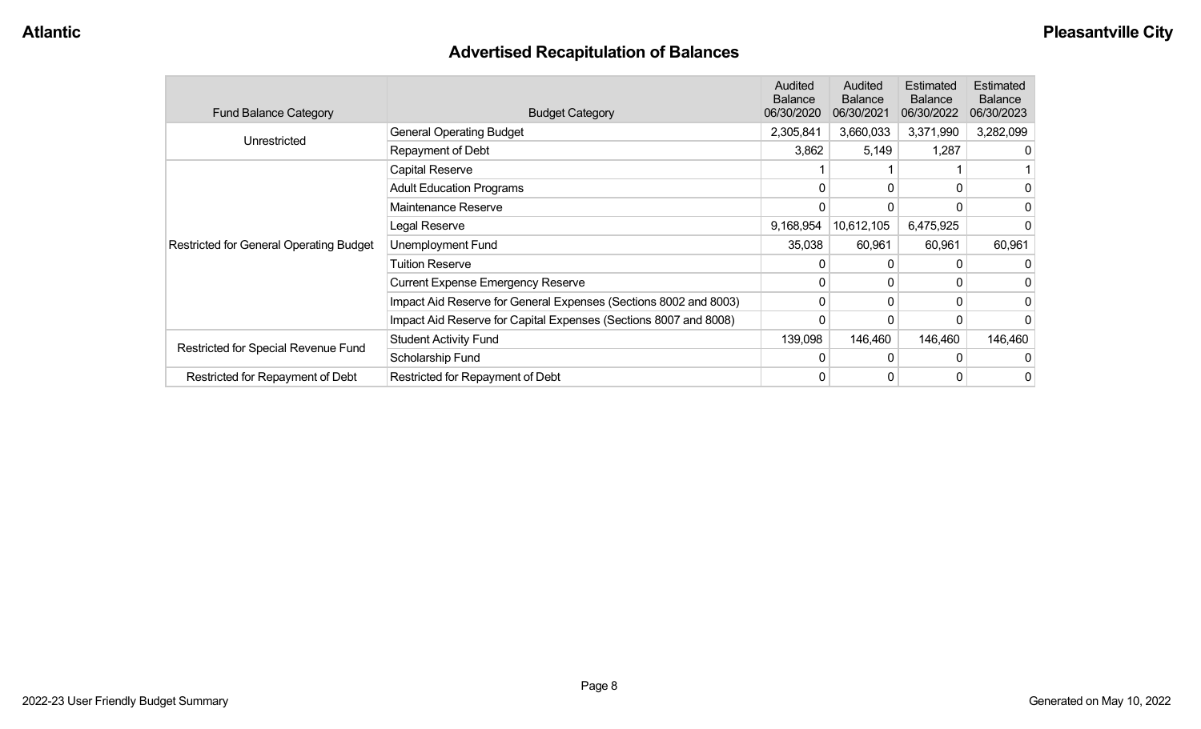# Advertised Recapitulation of Balances

| Fund Balance Category | Budget Category | Audited Balance 06/30/2020 | Audited Balance 06/30/2021 | Estimated Balance 06/30/2022 | Estimated Balance 06/30/2023 |
|---|---|---|---|---|---|
| Unrestricted | General Operating Budget | 2,305,841 | 3,660,033 | 3,371,990 | 3,282,099 |
| | Repayment of Debt | 3,862 | 5,149 | 1,287 | 0 |
| Restricted for General Operating Budget | Capital Reserve | 1 | 1 | 1 | 1 |
| | Adult Education Programs | 0 | 0 | 0 | 0 |
| | Maintenance Reserve | 0 | 0 | 0 | 0 |
| | Legal Reserve | 9,168,954 | 10,612,105 | 6,475,925 | 0 |
| | Unemployment Fund | 35,038 | 60,961 | 60,961 | 60,961 |
| | Tuition Reserve | 0 | 0 | 0 | 0 |
| | Current Expense Emergency Reserve | 0 | 0 | 0 | 0 |
| | Impact Aid Reserve for General Expenses (Sections 8002 and 8003) | 0 | 0 | 0 | 0 |
| | Impact Aid Reserve for Capital Expenses (Sections 8007 and 8008) | 0 | 0 | 0 | 0 |
| Restricted for Special Revenue Fund | Student Activity Fund | 139,098 | 146,460 | 146,460 | 146,460 |
| | Scholarship Fund | 0 | 0 | 0 | 0 |
| Restricted for Repayment of Debt | Restricted for Repayment of Debt | 0 | 0 | 0 | 0 |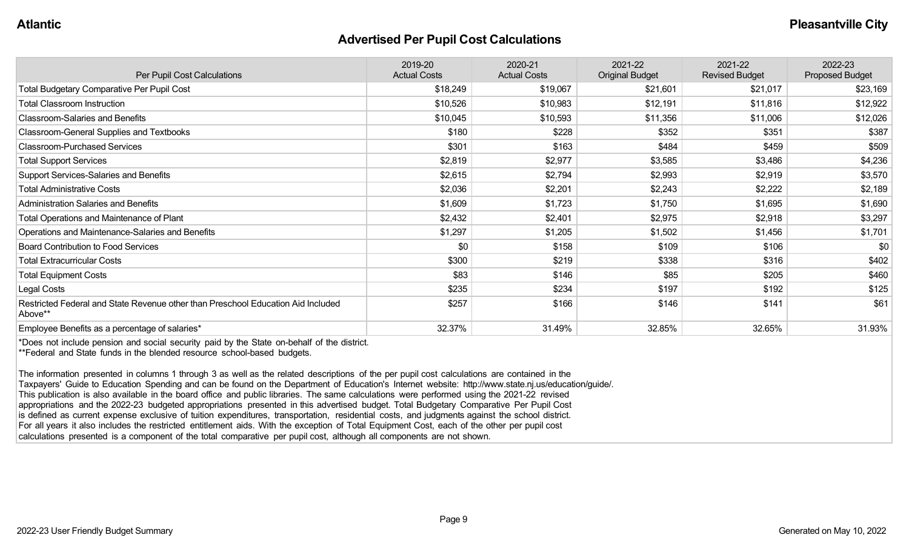# Advertised Per Pupil Cost Calculations

| Per Pupil Cost Calculations | 2019-20 Actual Costs | 2020-21 Actual Costs | 2021-22 Original Budget | 2021-22 Revised Budget | 2022-23 Proposed Budget |
|---|---|---|---|---|---|
| Total Budgetary Comparative Per Pupil Cost | $18,249 | $19,067 | $21,601 | $21,017 | $23,169 |
| Total Classroom Instruction | $10,526 | $10,983 | $12,191 | $11,816 | $12,922 |
| Classroom-Salaries and Benefits | $10,045 | $10,593 | $11,356 | $11,006 | $12,026 |
| Classroom-General Supplies and Textbooks | $180 | $228 | $352 | $351 | $387 |
| Classroom-Purchased Services | $301 | $163 | $484 | $459 | $509 |
| Total Support Services | $2,819 | $2,977 | $3,585 | $3,486 | $4,236 |
| Support Services-Salaries and Benefits | $2,615 | $2,794 | $2,993 | $2,919 | $3,570 |
| Total Administrative Costs | $2,036 | $2,201 | $2,243 | $2,222 | $2,189 |
| Administration Salaries and Benefits | $1,609 | $1,723 | $1,750 | $1,695 | $1,690 |
| Total Operations and Maintenance of Plant | $2,432 | $2,401 | $2,975 | $2,918 | $3,297 |
| Operations and Maintenance-Salaries and Benefits | $1,297 | $1,205 | $1,502 | $1,456 | $1,701 |
| Board Contribution to Food Services | $0 | $158 | $109 | $106 | $0 |
| Total Extracurricular Costs | $300 | $219 | $338 | $316 | $402 |
| Total Equipment Costs | $83 | $146 | $85 | $205 | $460 |
| Legal Costs | $235 | $234 | $197 | $192 | $125 |
| Restricted Federal and State Revenue other than Preschool Education Aid Included Above** | $257 | $166 | $146 | $141 | $61 |
| Employee Benefits as a percentage of salaries* | 32.37% | 31.49% | 32.85% | 32.65% | 31.93% |

*Does not include pension and social security paid by the State on-behalf of the district.
**Federal and State funds in the blended resource school-based budgets.

The information presented in columns 1 through 3 as well as the related descriptions of the per pupil cost calculations are contained in the Taxpayers' Guide to Education Spending and can be found on the Department of Education's Internet website: http://www.state.nj.us/education/guide/. This publication is also available in the board office and public libraries. The same calculations were performed using the 2021-22 revised appropriations and the 2022-23 budgeted appropriations presented in this advertised budget. Total Budgetary Comparative Per Pupil Cost is defined as current expense exclusive of tuition expenditures, transportation, residential costs, and judgments against the school district. For all years it also includes the restricted entitlement aids. With the exception of Total Equipment Cost, each of the other per pupil cost calculations presented is a component of the total comparative per pupil cost, although all components are not shown.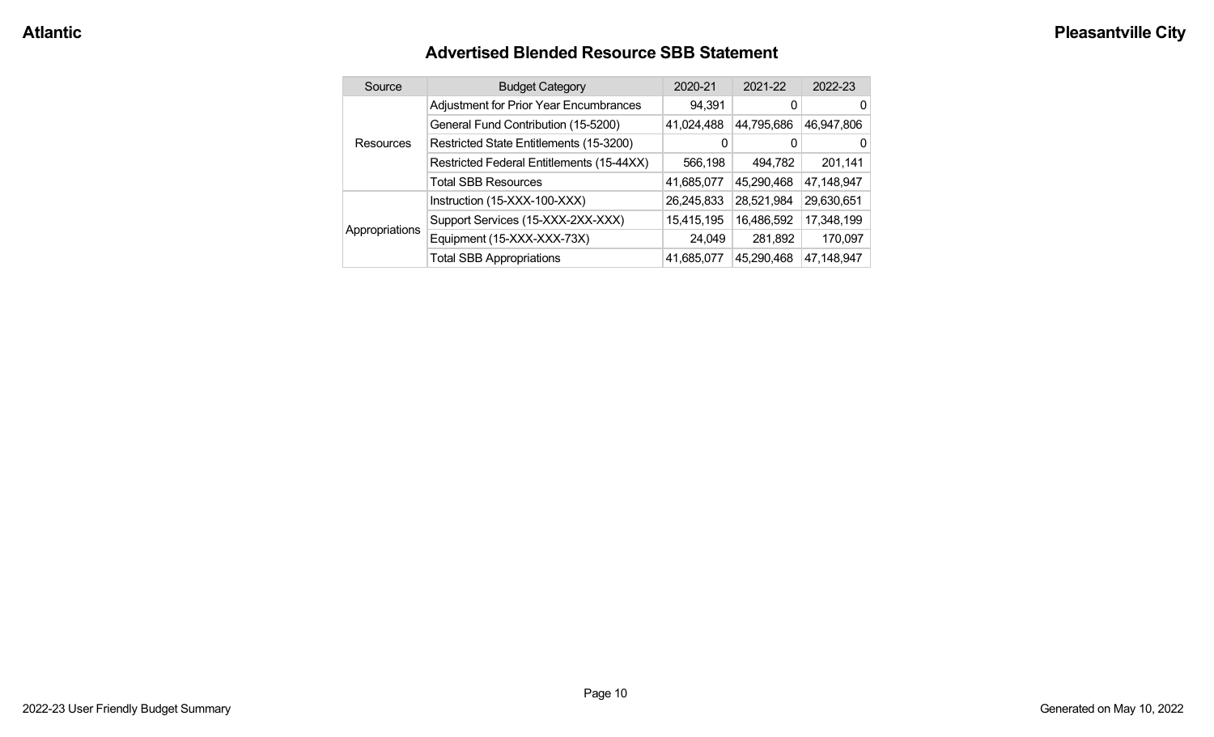## Advertised Blended Resource SBB Statement

| Source | Budget Category | 2020-21 | 2021-22 | 2022-23 |
|---|---|---|---|---|
| Resources | Adjustment for Prior Year Encumbrances | 94,391 | 0 | 0 |
| | General Fund Contribution (15-5200) | 41,024,488 | 44,795,686 | 46,947,806 |
| | Restricted State Entitlements (15-3200) | 0 | 0 | 0 |
| | Restricted Federal Entitlements (15-44XX) | 566,198 | 494,782 | 201,141 |
| | Total SBB Resources | 41,685,077 | 45,290,468 | 47,148,947 |
| Appropriations | Instruction (15-XXX-100-XXX) | 26,245,833 | 28,521,984 | 29,630,651 |
| | Support Services (15-XXX-2XX-XXX) | 15,415,195 | 16,486,592 | 17,348,199 |
| | Equipment (15-XXX-XXX-73X) | 24,049 | 281,892 | 170,097 |
| | Total SBB Appropriations | 41,685,077 | 45,290,468 | 47,148,947 |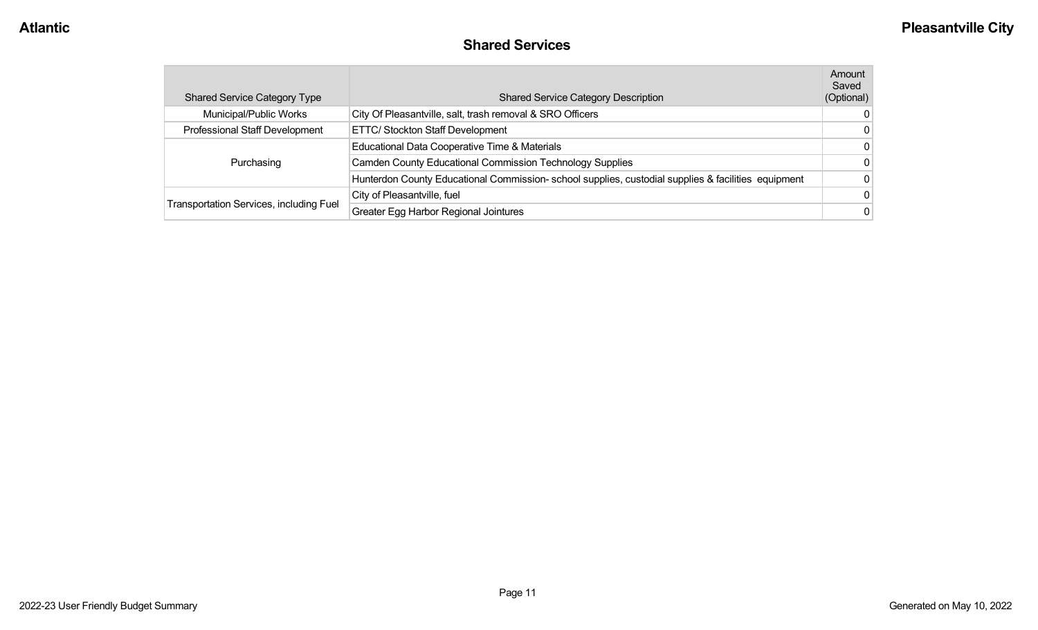## Shared Services

| Shared Service Category Type | Shared Service Category Description | Amount Saved (Optional) |
|---|---|---|
| Municipal/Public Works | City Of Pleasantville, salt, trash removal & SRO Officers | 0 |
| Professional Staff Development | ETTC/ Stockton Staff Development | 0 |
| Purchasing | Educational Data Cooperative Time & Materials | 0 |
| | Camden County Educational Commission Technology Supplies | 0 |
| | Hunterdon County Educational Commission- school supplies, custodial supplies & facilities equipment | 0 |
| Transportation Services, including Fuel | City of Pleasantville, fuel | 0 |
| | Greater Egg Harbor Regional Jointures | 0 |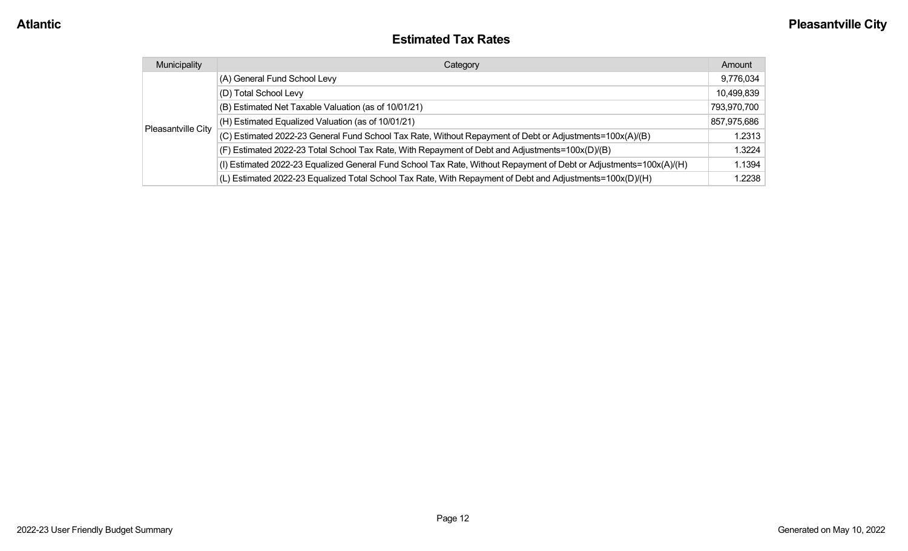## Estimated Tax Rates

| Municipality | Category | Amount |
|---|---|---|
| Pleasantville City | (A) General Fund School Levy | 9,776,034 |
| | (D) Total School Levy | 10,499,839 |
| | (B) Estimated Net Taxable Valuation (as of 10/01/21) | 793,970,700 |
| | (H) Estimated Equalized Valuation (as of 10/01/21) | 857,975,686 |
| | (C) Estimated 2022-23 General Fund School Tax Rate, Without Repayment of Debt or Adjustments=100x(A)/(B) | 1.2313 |
| | (F) Estimated 2022-23 Total School Tax Rate, With Repayment of Debt and Adjustments=100x(D)/(B) | 1.3224 |
| | (I) Estimated 2022-23 Equalized General Fund School Tax Rate, Without Repayment of Debt or Adjustments=100x(A)/(H) | 1.1394 |
| | (L) Estimated 2022-23 Equalized Total School Tax Rate, With Repayment of Debt and Adjustments=100x(D)/(H) | 1.2238 |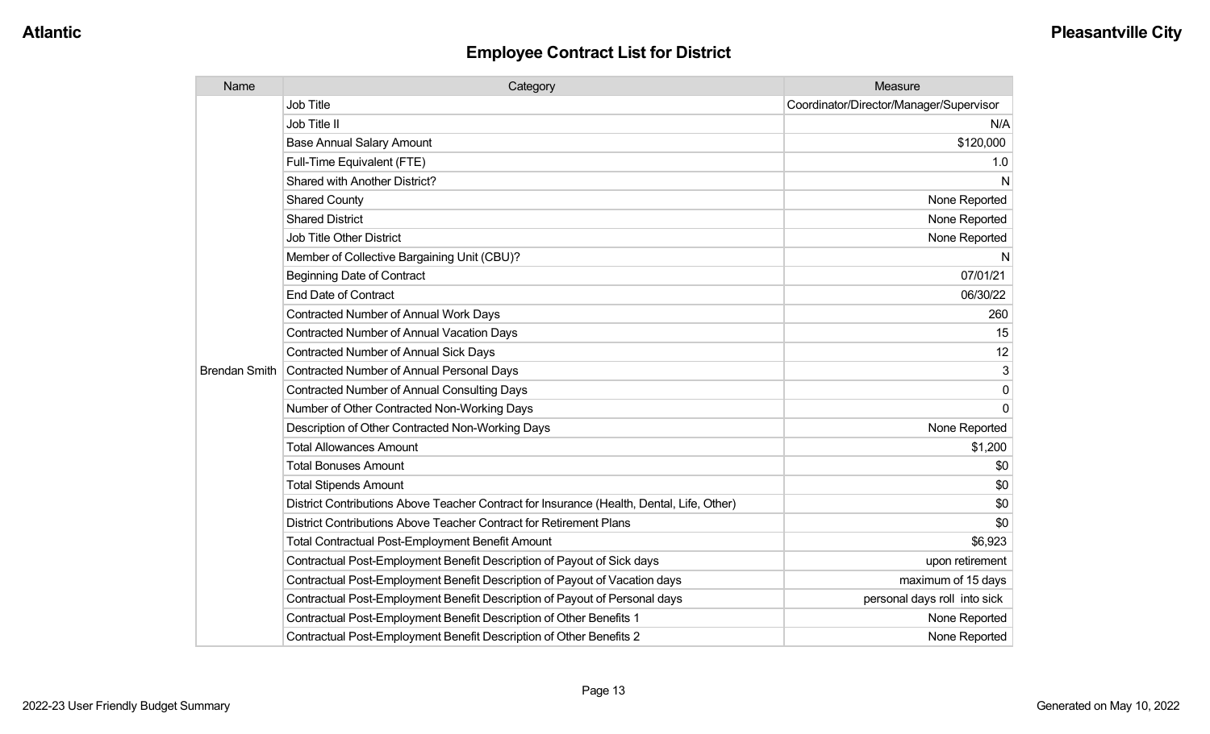## Employee Contract List for District

| Name | Category | Measure |
|---|---|---|
| Brendan Smith | Job Title | Coordinator/Director/Manager/Supervisor |
| | Job Title II | N/A |
| | Base Annual Salary Amount | $120,000 |
| | Full-Time Equivalent (FTE) | 1.0 |
| | Shared with Another District? | N |
| | Shared County | None Reported |
| | Shared District | None Reported |
| | Job Title Other District | None Reported |
| | Member of Collective Bargaining Unit (CBU)? | N |
| | Beginning Date of Contract | 07/01/21 |
| | End Date of Contract | 06/30/22 |
| | Contracted Number of Annual Work Days | 260 |
| | Contracted Number of Annual Vacation Days | 15 |
| | Contracted Number of Annual Sick Days | 12 |
| | Contracted Number of Annual Personal Days | 3 |
| | Contracted Number of Annual Consulting Days | 0 |
| | Number of Other Contracted Non-Working Days | 0 |
| | Description of Other Contracted Non-Working Days | None Reported |
| | Total Allowances Amount | $1,200 |
| | Total Bonuses Amount | $0 |
| | Total Stipends Amount | $0 |
| | District Contributions Above Teacher Contract for Insurance (Health, Dental, Life, Other) | $0 |
| | District Contributions Above Teacher Contract for Retirement Plans | $0 |
| | Total Contractual Post-Employment Benefit Amount | $6,923 |
| | Contractual Post-Employment Benefit Description of Payout of Sick days | upon retirement |
| | Contractual Post-Employment Benefit Description of Payout of Vacation days | maximum of 15 days |
| | Contractual Post-Employment Benefit Description of Payout of Personal days | personal days roll into sick |
| | Contractual Post-Employment Benefit Description of Other Benefits 1 | None Reported |
| | Contractual Post-Employment Benefit Description of Other Benefits 2 | None Reported |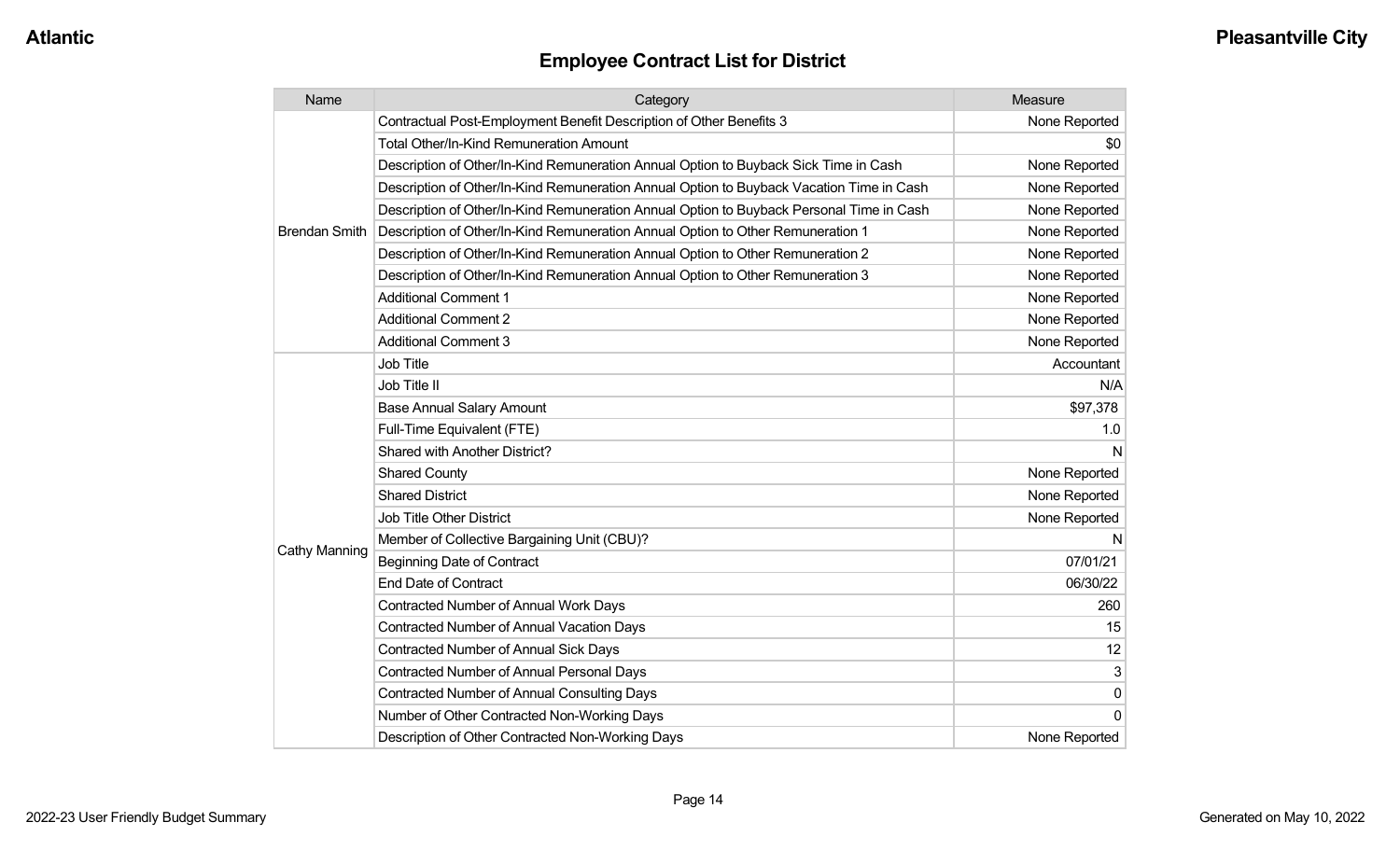## Employee Contract List for District

| Name | Category | Measure |
|---|---|---|
| Brendan Smith | Contractual Post-Employment Benefit Description of Other Benefits 3 | None Reported |
| | Total Other/In-Kind Remuneration Amount | $0 |
| | Description of Other/In-Kind Remuneration Annual Option to Buyback Sick Time in Cash | None Reported |
| | Description of Other/In-Kind Remuneration Annual Option to Buyback Vacation Time in Cash | None Reported |
| | Description of Other/In-Kind Remuneration Annual Option to Buyback Personal Time in Cash | None Reported |
| | Description of Other/In-Kind Remuneration Annual Option to Other Remuneration 1 | None Reported |
| | Description of Other/In-Kind Remuneration Annual Option to Other Remuneration 2 | None Reported |
| | Description of Other/In-Kind Remuneration Annual Option to Other Remuneration 3 | None Reported |
| | Additional Comment 1 | None Reported |
| | Additional Comment 2 | None Reported |
| | Additional Comment 3 | None Reported |
| Cathy Manning | Job Title | Accountant |
| | Job Title II | N/A |
| | Base Annual Salary Amount | $97,378 |
| | Full-Time Equivalent (FTE) | 1.0 |
| | Shared with Another District? | N |
| | Shared County | None Reported |
| | Shared District | None Reported |
| | Job Title Other District | None Reported |
| | Member of Collective Bargaining Unit (CBU)? | N |
| | Beginning Date of Contract | 07/01/21 |
| | End Date of Contract | 06/30/22 |
| | Contracted Number of Annual Work Days | 260 |
| | Contracted Number of Annual Vacation Days | 15 |
| | Contracted Number of Annual Sick Days | 12 |
| | Contracted Number of Annual Personal Days | 3 |
| | Contracted Number of Annual Consulting Days | 0 |
| | Number of Other Contracted Non-Working Days | 0 |
| | Description of Other Contracted Non-Working Days | None Reported |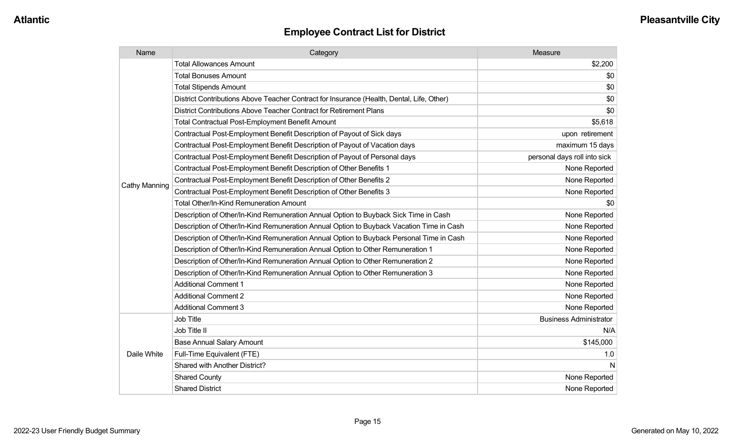## Employee Contract List for District

| Name | Category | Measure |
| --- | --- | --- |
| Cathy Manning | Total Allowances Amount | $2,200 |
| | Total Bonuses Amount | $0 |
| | Total Stipends Amount | $0 |
| | District Contributions Above Teacher Contract for Insurance (Health, Dental, Life, Other) | $0 |
| | District Contributions Above Teacher Contract for Retirement Plans | $0 |
| | Total Contractual Post-Employment Benefit Amount | $5,618 |
| | Contractual Post-Employment Benefit Description of Payout of Sick days | upon retirement |
| | Contractual Post-Employment Benefit Description of Payout of Vacation days | maximum 15 days |
| | Contractual Post-Employment Benefit Description of Payout of Personal days | personal days roll into sick |
| | Contractual Post-Employment Benefit Description of Other Benefits 1 | None Reported |
| | Contractual Post-Employment Benefit Description of Other Benefits 2 | None Reported |
| | Contractual Post-Employment Benefit Description of Other Benefits 3 | None Reported |
| | Total Other/In-Kind Remuneration Amount | $0 |
| | Description of Other/In-Kind Remuneration Annual Option to Buyback Sick Time in Cash | None Reported |
| | Description of Other/In-Kind Remuneration Annual Option to Buyback Vacation Time in Cash | None Reported |
| | Description of Other/In-Kind Remuneration Annual Option to Buyback Personal Time in Cash | None Reported |
| | Description of Other/In-Kind Remuneration Annual Option to Other Remuneration 1 | None Reported |
| | Description of Other/In-Kind Remuneration Annual Option to Other Remuneration 2 | None Reported |
| | Description of Other/In-Kind Remuneration Annual Option to Other Remuneration 3 | None Reported |
| | Additional Comment 1 | None Reported |
| | Additional Comment 2 | None Reported |
| | Additional Comment 3 | None Reported |
| Daile White | Job Title | Business Administrator |
| | Job Title II | N/A |
| | Base Annual Salary Amount | $145,000 |
| | Full-Time Equivalent (FTE) | 1.0 |
| | Shared with Another District? | N |
| | Shared County | None Reported |
| | Shared District | None Reported |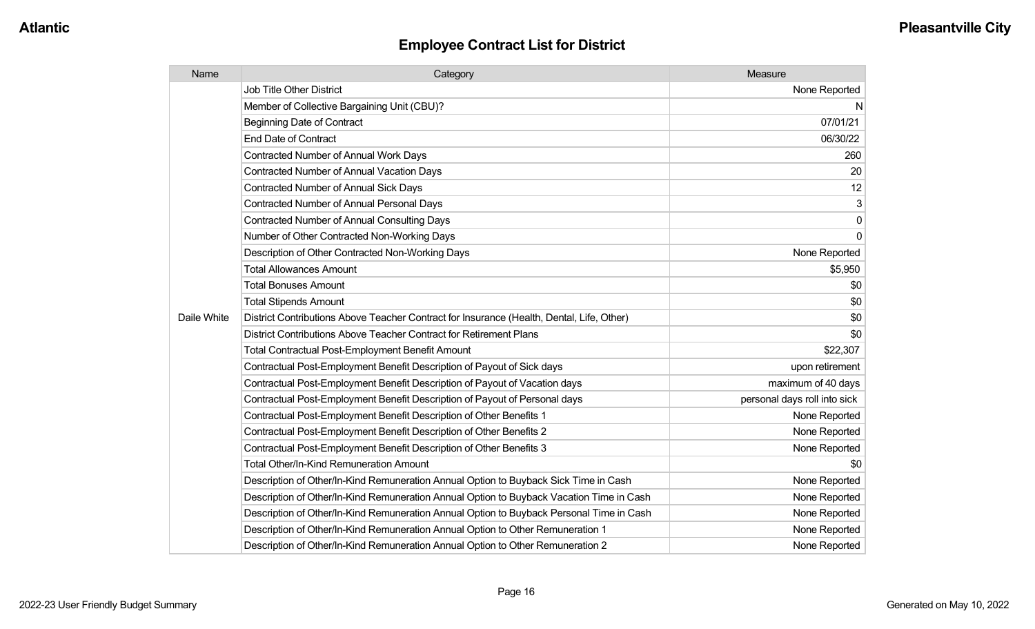## Employee Contract List for District

| Name | Category | Measure |
|---|---|---|
| Daile White | Job Title Other District | None Reported |
| | Member of Collective Bargaining Unit (CBU)? | N |
| | Beginning Date of Contract | 07/01/21 |
| | End Date of Contract | 06/30/22 |
| | Contracted Number of Annual Work Days | 260 |
| | Contracted Number of Annual Vacation Days | 20 |
| | Contracted Number of Annual Sick Days | 12 |
| | Contracted Number of Annual Personal Days | 3 |
| | Contracted Number of Annual Consulting Days | 0 |
| | Number of Other Contracted Non-Working Days | 0 |
| | Description of Other Contracted Non-Working Days | None Reported |
| | Total Allowances Amount | $5,950 |
| | Total Bonuses Amount | $0 |
| | Total Stipends Amount | $0 |
| | District Contributions Above Teacher Contract for Insurance (Health, Dental, Life, Other) | $0 |
| | District Contributions Above Teacher Contract for Retirement Plans | $0 |
| | Total Contractual Post-Employment Benefit Amount | $22,307 |
| | Contractual Post-Employment Benefit Description of Payout of Sick days | upon retirement |
| | Contractual Post-Employment Benefit Description of Payout of Vacation days | maximum of 40 days |
| | Contractual Post-Employment Benefit Description of Payout of Personal days | personal days roll into sick |
| | Contractual Post-Employment Benefit Description of Other Benefits 1 | None Reported |
| | Contractual Post-Employment Benefit Description of Other Benefits 2 | None Reported |
| | Contractual Post-Employment Benefit Description of Other Benefits 3 | None Reported |
| | Total Other/In-Kind Remuneration Amount | $0 |
| | Description of Other/In-Kind Remuneration Annual Option to Buyback Sick Time in Cash | None Reported |
| | Description of Other/In-Kind Remuneration Annual Option to Buyback Vacation Time in Cash | None Reported |
| | Description of Other/In-Kind Remuneration Annual Option to Buyback Personal Time in Cash | None Reported |
| | Description of Other/In-Kind Remuneration Annual Option to Other Remuneration 1 | None Reported |
| | Description of Other/In-Kind Remuneration Annual Option to Other Remuneration 2 | None Reported |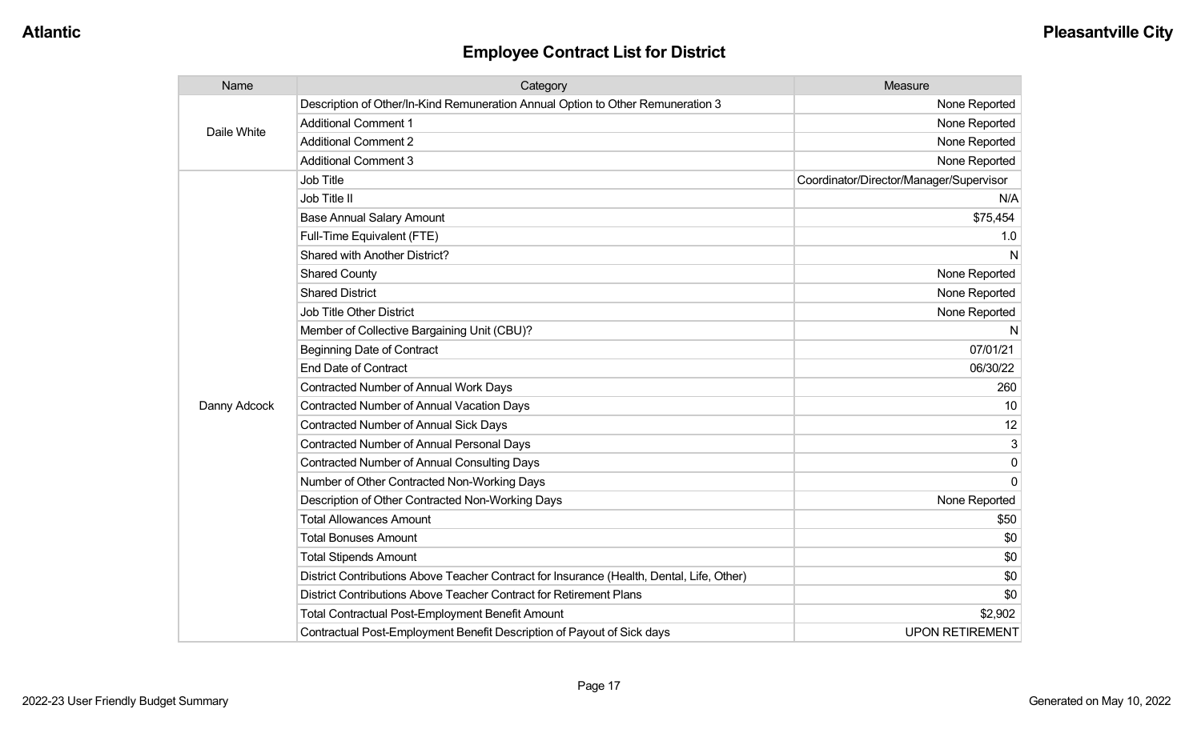## Employee Contract List for District

| Name | Category | Measure |
| --- | --- | --- |
| Daile White | Description of Other/In-Kind Remuneration Annual Option to Other Remuneration 3 | None Reported |
| | Additional Comment 1 | None Reported |
| | Additional Comment 2 | None Reported |
| | Additional Comment 3 | None Reported |
| Danny Adcock | Job Title | Coordinator/Director/Manager/Supervisor |
| | Job Title II | N/A |
| | Base Annual Salary Amount | $75,454 |
| | Full-Time Equivalent (FTE) | 1.0 |
| | Shared with Another District? | N |
| | Shared County | None Reported |
| | Shared District | None Reported |
| | Job Title Other District | None Reported |
| | Member of Collective Bargaining Unit (CBU)? | N |
| | Beginning Date of Contract | 07/01/21 |
| | End Date of Contract | 06/30/22 |
| | Contracted Number of Annual Work Days | 260 |
| | Contracted Number of Annual Vacation Days | 10 |
| | Contracted Number of Annual Sick Days | 12 |
| | Contracted Number of Annual Personal Days | 3 |
| | Contracted Number of Annual Consulting Days | 0 |
| | Number of Other Contracted Non-Working Days | 0 |
| | Description of Other Contracted Non-Working Days | None Reported |
| | Total Allowances Amount | $50 |
| | Total Bonuses Amount | $0 |
| | Total Stipends Amount | $0 |
| | District Contributions Above Teacher Contract for Insurance (Health, Dental, Life, Other) | $0 |
| | District Contributions Above Teacher Contract for Retirement Plans | $0 |
| | Total Contractual Post-Employment Benefit Amount | $2,902 |
| | Contractual Post-Employment Benefit Description of Payout of Sick days | UPON RETIREMENT |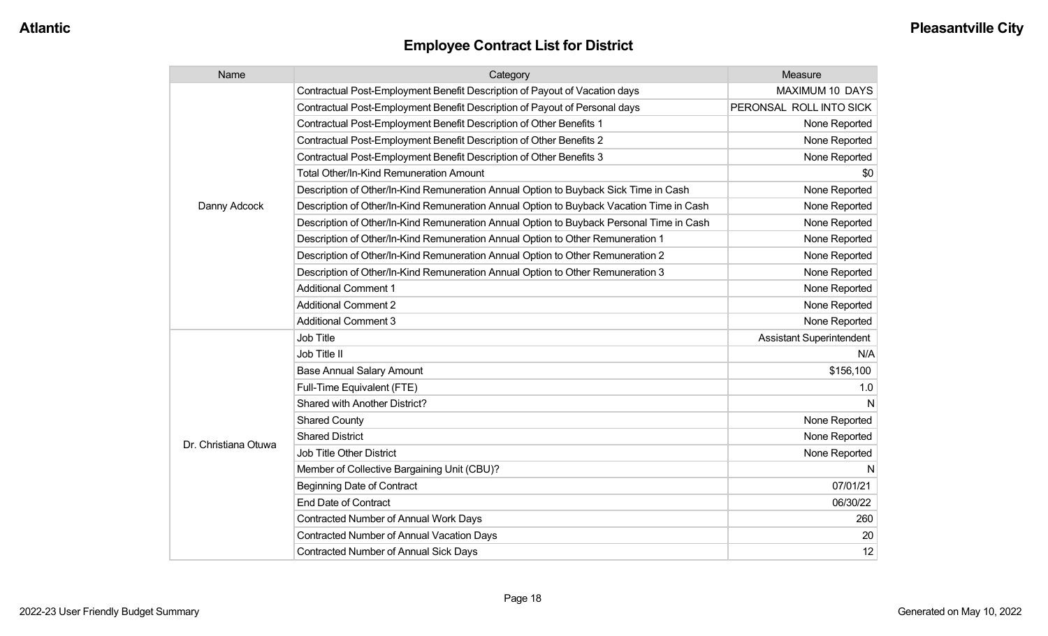## Employee Contract List for District

| Name | Category | Measure |
|---|---|---|
| Danny Adcock | Contractual Post-Employment Benefit Description of Payout of Vacation days | MAXIMUM 10 DAYS |
| | Contractual Post-Employment Benefit Description of Payout of Personal days | PERONSAL ROLL INTO SICK |
| | Contractual Post-Employment Benefit Description of Other Benefits 1 | None Reported |
| | Contractual Post-Employment Benefit Description of Other Benefits 2 | None Reported |
| | Contractual Post-Employment Benefit Description of Other Benefits 3 | None Reported |
| | Total Other/In-Kind Remuneration Amount | $0 |
| | Description of Other/In-Kind Remuneration Annual Option to Buyback Sick Time in Cash | None Reported |
| | Description of Other/In-Kind Remuneration Annual Option to Buyback Vacation Time in Cash | None Reported |
| | Description of Other/In-Kind Remuneration Annual Option to Buyback Personal Time in Cash | None Reported |
| | Description of Other/In-Kind Remuneration Annual Option to Other Remuneration 1 | None Reported |
| | Description of Other/In-Kind Remuneration Annual Option to Other Remuneration 2 | None Reported |
| | Description of Other/In-Kind Remuneration Annual Option to Other Remuneration 3 | None Reported |
| | Additional Comment 1 | None Reported |
| | Additional Comment 2 | None Reported |
| | Additional Comment 3 | None Reported |
| Dr. Christiana Otuwa | Job Title | Assistant Superintendent |
| | Job Title II | N/A |
| | Base Annual Salary Amount | $156,100 |
| | Full-Time Equivalent (FTE) | 1.0 |
| | Shared with Another District? | N |
| | Shared County | None Reported |
| | Shared District | None Reported |
| | Job Title Other District | None Reported |
| | Member of Collective Bargaining Unit (CBU)? | N |
| | Beginning Date of Contract | 07/01/21 |
| | End Date of Contract | 06/30/22 |
| | Contracted Number of Annual Work Days | 260 |
| | Contracted Number of Annual Vacation Days | 20 |
| | Contracted Number of Annual Sick Days | 12 |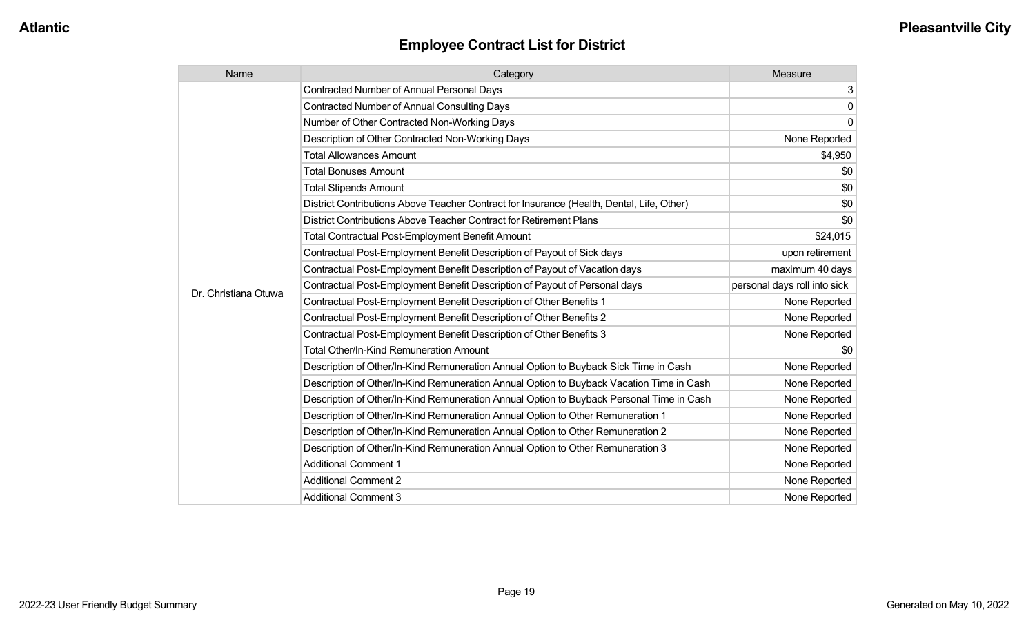## Employee Contract List for District

| Name | Category | Measure |
|---|---|---|
| Dr. Christiana Otuwa | Contracted Number of Annual Personal Days | 3 |
| | Contracted Number of Annual Consulting Days | 0 |
| | Number of Other Contracted Non-Working Days | 0 |
| | Description of Other Contracted Non-Working Days | None Reported |
| | Total Allowances Amount | $4,950 |
| | Total Bonuses Amount | $0 |
| | Total Stipends Amount | $0 |
| | District Contributions Above Teacher Contract for Insurance (Health, Dental, Life, Other) | $0 |
| | District Contributions Above Teacher Contract for Retirement Plans | $0 |
| | Total Contractual Post-Employment Benefit Amount | $24,015 |
| | Contractual Post-Employment Benefit Description of Payout of Sick days | upon retirement |
| | Contractual Post-Employment Benefit Description of Payout of Vacation days | maximum 40 days |
| | Contractual Post-Employment Benefit Description of Payout of Personal days | personal days roll into sick |
| | Contractual Post-Employment Benefit Description of Other Benefits 1 | None Reported |
| | Contractual Post-Employment Benefit Description of Other Benefits 2 | None Reported |
| | Contractual Post-Employment Benefit Description of Other Benefits 3 | None Reported |
| | Total Other/In-Kind Remuneration Amount | $0 |
| | Description of Other/In-Kind Remuneration Annual Option to Buyback Sick Time in Cash | None Reported |
| | Description of Other/In-Kind Remuneration Annual Option to Buyback Vacation Time in Cash | None Reported |
| | Description of Other/In-Kind Remuneration Annual Option to Buyback Personal Time in Cash | None Reported |
| | Description of Other/In-Kind Remuneration Annual Option to Other Remuneration 1 | None Reported |
| | Description of Other/In-Kind Remuneration Annual Option to Other Remuneration 2 | None Reported |
| | Description of Other/In-Kind Remuneration Annual Option to Other Remuneration 3 | None Reported |
| | Additional Comment 1 | None Reported |
| | Additional Comment 2 | None Reported |
| | Additional Comment 3 | None Reported |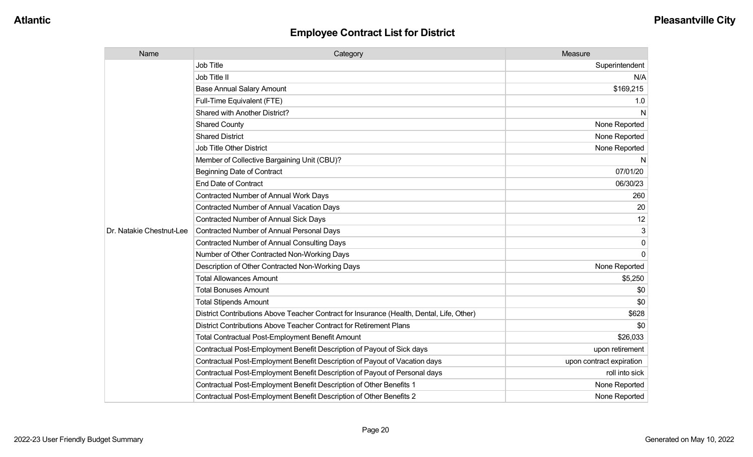## Employee Contract List for District

| Name | Category | Measure |
|---|---|---|
| Dr. Natakie Chestnut-Lee | Job Title | Superintendent |
| | Job Title II | N/A |
| | Base Annual Salary Amount | $169,215 |
| | Full-Time Equivalent (FTE) | 1.0 |
| | Shared with Another District? | N |
| | Shared County | None Reported |
| | Shared District | None Reported |
| | Job Title Other District | None Reported |
| | Member of Collective Bargaining Unit (CBU)? | N |
| | Beginning Date of Contract | 07/01/20 |
| | End Date of Contract | 06/30/23 |
| | Contracted Number of Annual Work Days | 260 |
| | Contracted Number of Annual Vacation Days | 20 |
| | Contracted Number of Annual Sick Days | 12 |
| | Contracted Number of Annual Personal Days | 3 |
| | Contracted Number of Annual Consulting Days | 0 |
| | Number of Other Contracted Non-Working Days | 0 |
| | Description of Other Contracted Non-Working Days | None Reported |
| | Total Allowances Amount | $5,250 |
| | Total Bonuses Amount | $0 |
| | Total Stipends Amount | $0 |
| | District Contributions Above Teacher Contract for Insurance (Health, Dental, Life, Other) | $628 |
| | District Contributions Above Teacher Contract for Retirement Plans | $0 |
| | Total Contractual Post-Employment Benefit Amount | $26,033 |
| | Contractual Post-Employment Benefit Description of Payout of Sick days | upon retirement |
| | Contractual Post-Employment Benefit Description of Payout of Vacation days | upon contract expiration |
| | Contractual Post-Employment Benefit Description of Payout of Personal days | roll into sick |
| | Contractual Post-Employment Benefit Description of Other Benefits 1 | None Reported |
| | Contractual Post-Employment Benefit Description of Other Benefits 2 | None Reported |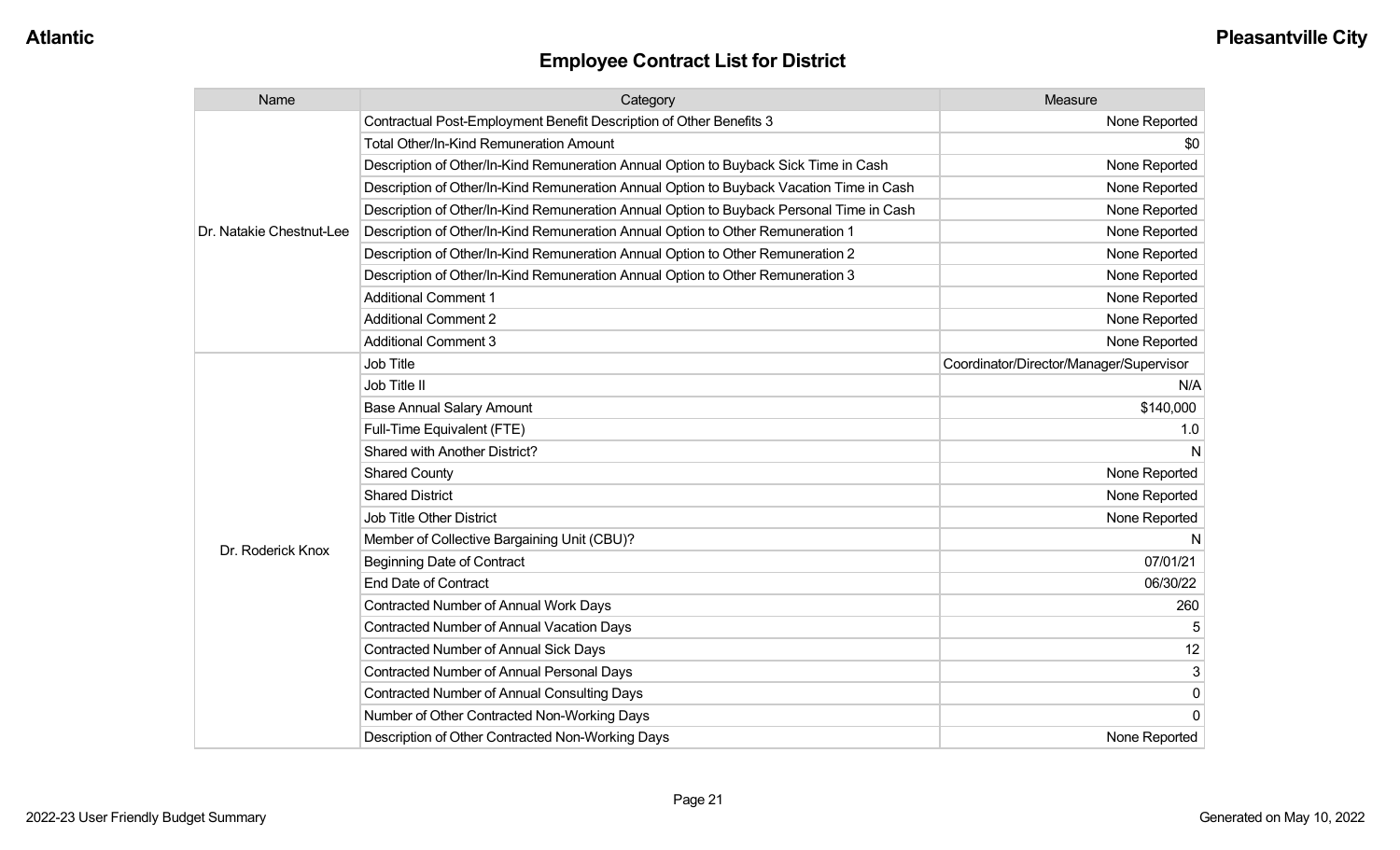## Employee Contract List for District

| Name | Category | Measure |
|---|---|---|
| Dr. Natakie Chestnut-Lee | Contractual Post-Employment Benefit Description of Other Benefits 3 | None Reported |
| | Total Other/In-Kind Remuneration Amount | $0 |
| | Description of Other/In-Kind Remuneration Annual Option to Buyback Sick Time in Cash | None Reported |
| | Description of Other/In-Kind Remuneration Annual Option to Buyback Vacation Time in Cash | None Reported |
| | Description of Other/In-Kind Remuneration Annual Option to Buyback Personal Time in Cash | None Reported |
| | Description of Other/In-Kind Remuneration Annual Option to Other Remuneration 1 | None Reported |
| | Description of Other/In-Kind Remuneration Annual Option to Other Remuneration 2 | None Reported |
| | Description of Other/In-Kind Remuneration Annual Option to Other Remuneration 3 | None Reported |
| | Additional Comment 1 | None Reported |
| | Additional Comment 2 | None Reported |
| | Additional Comment 3 | None Reported |
| Dr. Roderick Knox | Job Title | Coordinator/Director/Manager/Supervisor |
| | Job Title II | N/A |
| | Base Annual Salary Amount | $140,000 |
| | Full-Time Equivalent (FTE) | 1.0 |
| | Shared with Another District? | N |
| | Shared County | None Reported |
| | Shared District | None Reported |
| | Job Title Other District | None Reported |
| | Member of Collective Bargaining Unit (CBU)? | N |
| | Beginning Date of Contract | 07/01/21 |
| | End Date of Contract | 06/30/22 |
| | Contracted Number of Annual Work Days | 260 |
| | Contracted Number of Annual Vacation Days | 5 |
| | Contracted Number of Annual Sick Days | 12 |
| | Contracted Number of Annual Personal Days | 3 |
| | Contracted Number of Annual Consulting Days | 0 |
| | Number of Other Contracted Non-Working Days | 0 |
| | Description of Other Contracted Non-Working Days | None Reported |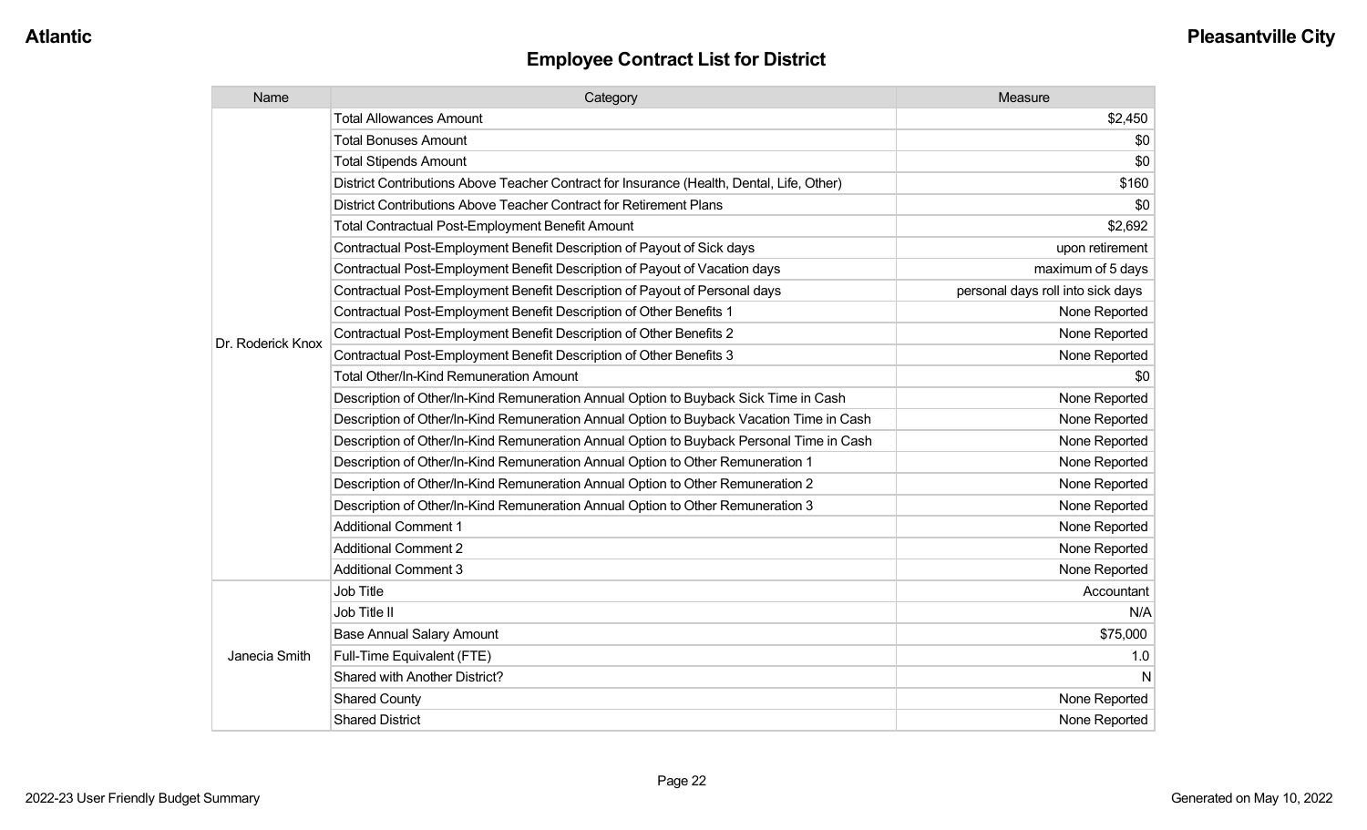## Employee Contract List for District

| Name | Category | Measure |
|---|---|---|
| Dr. Roderick Knox | Total Allowances Amount | $2,450 |
| | Total Bonuses Amount | $0 |
| | Total Stipends Amount | $0 |
| | District Contributions Above Teacher Contract for Insurance (Health, Dental, Life, Other) | $160 |
| | District Contributions Above Teacher Contract for Retirement Plans | $0 |
| | Total Contractual Post-Employment Benefit Amount | $2,692 |
| | Contractual Post-Employment Benefit Description of Payout of Sick days | upon retirement |
| | Contractual Post-Employment Benefit Description of Payout of Vacation days | maximum of 5 days |
| | Contractual Post-Employment Benefit Description of Payout of Personal days | personal days roll into sick days |
| | Contractual Post-Employment Benefit Description of Other Benefits 1 | None Reported |
| | Contractual Post-Employment Benefit Description of Other Benefits 2 | None Reported |
| | Contractual Post-Employment Benefit Description of Other Benefits 3 | None Reported |
| | Total Other/In-Kind Remuneration Amount | $0 |
| | Description of Other/In-Kind Remuneration Annual Option to Buyback Sick Time in Cash | None Reported |
| | Description of Other/In-Kind Remuneration Annual Option to Buyback Vacation Time in Cash | None Reported |
| | Description of Other/In-Kind Remuneration Annual Option to Buyback Personal Time in Cash | None Reported |
| | Description of Other/In-Kind Remuneration Annual Option to Other Remuneration 1 | None Reported |
| | Description of Other/In-Kind Remuneration Annual Option to Other Remuneration 2 | None Reported |
| | Description of Other/In-Kind Remuneration Annual Option to Other Remuneration 3 | None Reported |
| | Additional Comment 1 | None Reported |
| | Additional Comment 2 | None Reported |
| | Additional Comment 3 | None Reported |
| Janecia Smith | Job Title | Accountant |
| | Job Title II | N/A |
| | Base Annual Salary Amount | $75,000 |
| | Full-Time Equivalent (FTE) | 1.0 |
| | Shared with Another District? | N |
| | Shared County | None Reported |
| | Shared District | None Reported |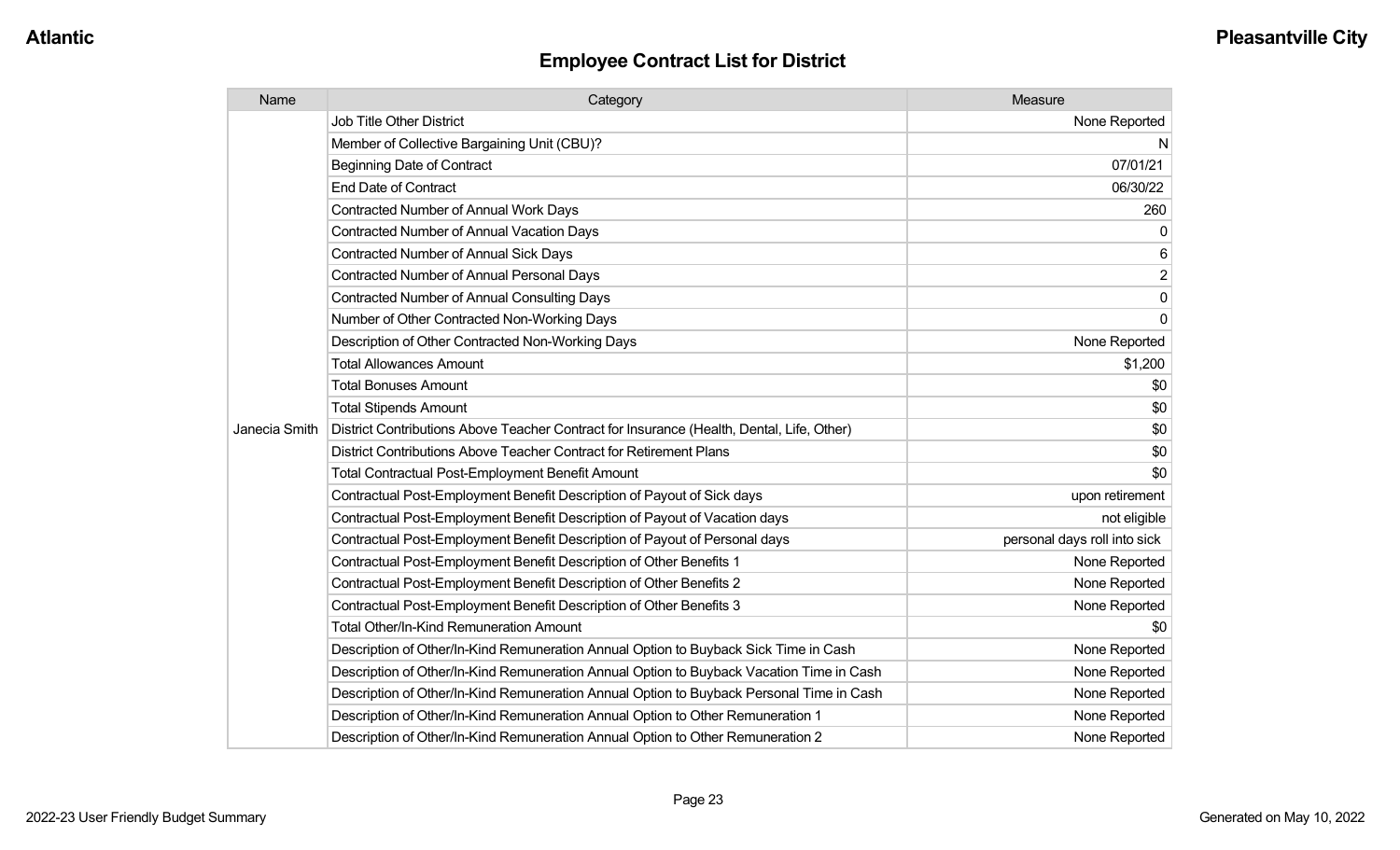## Employee Contract List for District

| Name | Category | Measure |
|---|---|---|
| Janecia Smith | Job Title Other District | None Reported |
| | Member of Collective Bargaining Unit (CBU)? | N |
| | Beginning Date of Contract | 07/01/21 |
| | End Date of Contract | 06/30/22 |
| | Contracted Number of Annual Work Days | 260 |
| | Contracted Number of Annual Vacation Days | 0 |
| | Contracted Number of Annual Sick Days | 6 |
| | Contracted Number of Annual Personal Days | 2 |
| | Contracted Number of Annual Consulting Days | 0 |
| | Number of Other Contracted Non-Working Days | 0 |
| | Description of Other Contracted Non-Working Days | None Reported |
| | Total Allowances Amount | $1,200 |
| | Total Bonuses Amount | $0 |
| | Total Stipends Amount | $0 |
| | District Contributions Above Teacher Contract for Insurance (Health, Dental, Life, Other) | $0 |
| | District Contributions Above Teacher Contract for Retirement Plans | $0 |
| | Total Contractual Post-Employment Benefit Amount | $0 |
| | Contractual Post-Employment Benefit Description of Payout of Sick days | upon retirement |
| | Contractual Post-Employment Benefit Description of Payout of Vacation days | not eligible |
| | Contractual Post-Employment Benefit Description of Payout of Personal days | personal days roll into sick |
| | Contractual Post-Employment Benefit Description of Other Benefits 1 | None Reported |
| | Contractual Post-Employment Benefit Description of Other Benefits 2 | None Reported |
| | Contractual Post-Employment Benefit Description of Other Benefits 3 | None Reported |
| | Total Other/In-Kind Remuneration Amount | $0 |
| | Description of Other/In-Kind Remuneration Annual Option to Buyback Sick Time in Cash | None Reported |
| | Description of Other/In-Kind Remuneration Annual Option to Buyback Vacation Time in Cash | None Reported |
| | Description of Other/In-Kind Remuneration Annual Option to Buyback Personal Time in Cash | None Reported |
| | Description of Other/In-Kind Remuneration Annual Option to Other Remuneration 1 | None Reported |
| | Description of Other/In-Kind Remuneration Annual Option to Other Remuneration 2 | None Reported |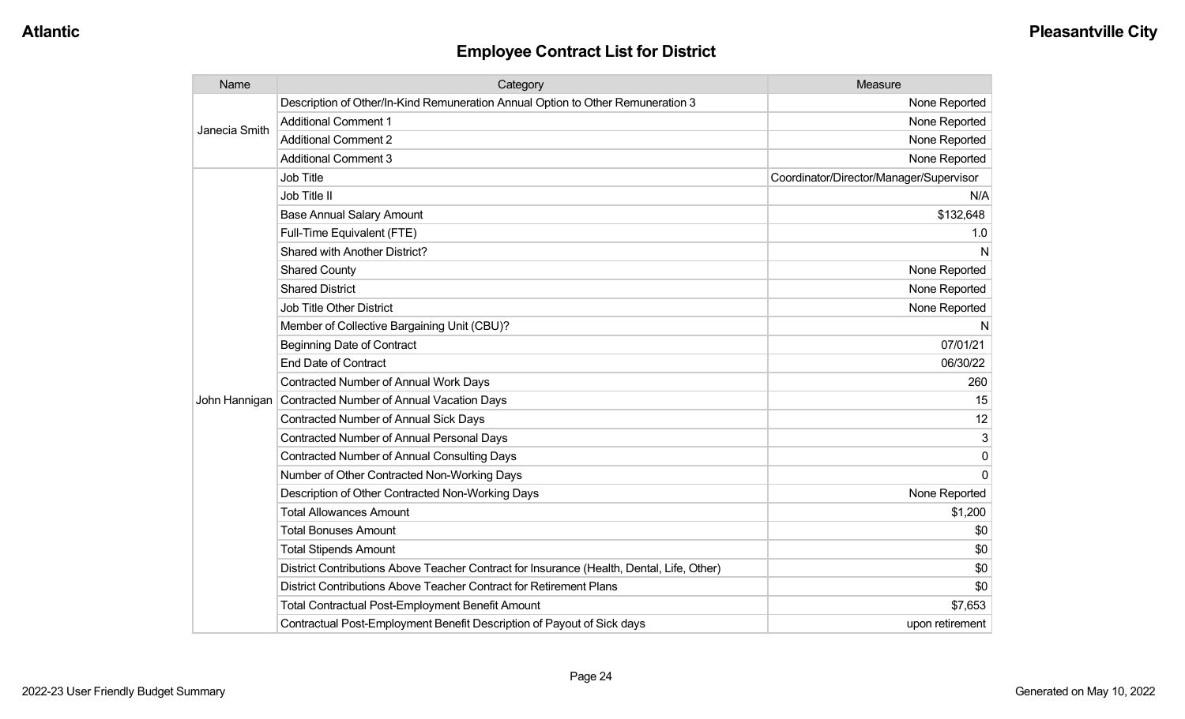## Employee Contract List for District

| Name | Category | Measure |
|---|---|---|
| Janecia Smith | Description of Other/In-Kind Remuneration Annual Option to Other Remuneration 3 | None Reported |
| | Additional Comment 1 | None Reported |
| | Additional Comment 2 | None Reported |
| | Additional Comment 3 | None Reported |
| John Hannigan | Job Title | Coordinator/Director/Manager/Supervisor |
| | Job Title II | N/A |
| | Base Annual Salary Amount | $132,648 |
| | Full-Time Equivalent (FTE) | 1.0 |
| | Shared with Another District? | N |
| | Shared County | None Reported |
| | Shared District | None Reported |
| | Job Title Other District | None Reported |
| | Member of Collective Bargaining Unit (CBU)? | N |
| | Beginning Date of Contract | 07/01/21 |
| | End Date of Contract | 06/30/22 |
| | Contracted Number of Annual Work Days | 260 |
| | Contracted Number of Annual Vacation Days | 15 |
| | Contracted Number of Annual Sick Days | 12 |
| | Contracted Number of Annual Personal Days | 3 |
| | Contracted Number of Annual Consulting Days | 0 |
| | Number of Other Contracted Non-Working Days | 0 |
| | Description of Other Contracted Non-Working Days | None Reported |
| | Total Allowances Amount | $1,200 |
| | Total Bonuses Amount | $0 |
| | Total Stipends Amount | $0 |
| | District Contributions Above Teacher Contract for Insurance (Health, Dental, Life, Other) | $0 |
| | District Contributions Above Teacher Contract for Retirement Plans | $0 |
| | Total Contractual Post-Employment Benefit Amount | $7,653 |
| | Contractual Post-Employment Benefit Description of Payout of Sick days | upon retirement |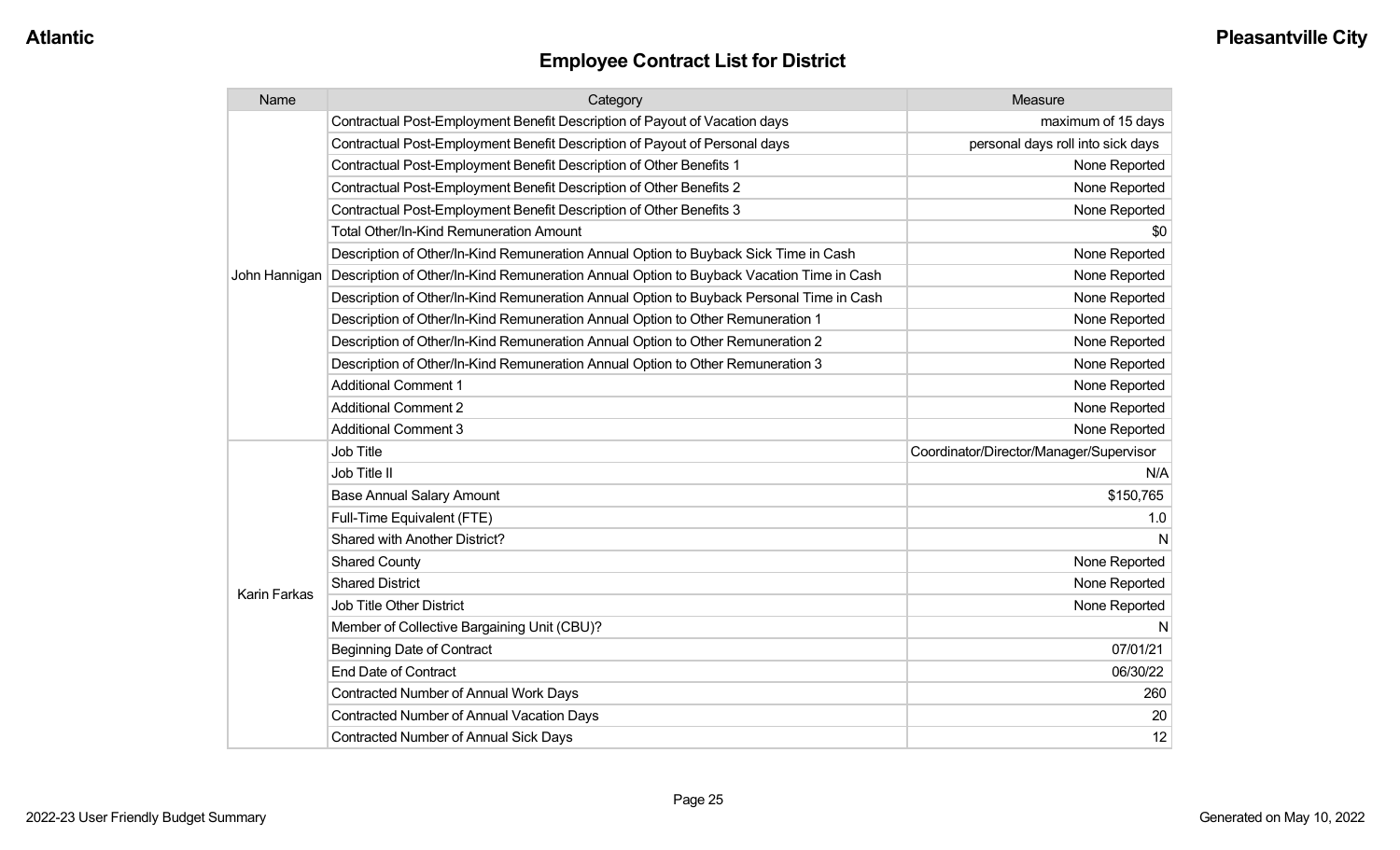## Employee Contract List for District

| Name | Category | Measure |
|---|---|---|
| John Hannigan | Contractual Post-Employment Benefit Description of Payout of Vacation days | maximum of 15 days |
| | Contractual Post-Employment Benefit Description of Payout of Personal days | personal days roll into sick days |
| | Contractual Post-Employment Benefit Description of Other Benefits 1 | None Reported |
| | Contractual Post-Employment Benefit Description of Other Benefits 2 | None Reported |
| | Contractual Post-Employment Benefit Description of Other Benefits 3 | None Reported |
| | Total Other/In-Kind Remuneration Amount | $0 |
| | Description of Other/In-Kind Remuneration Annual Option to Buyback Sick Time in Cash | None Reported |
| | Description of Other/In-Kind Remuneration Annual Option to Buyback Vacation Time in Cash | None Reported |
| | Description of Other/In-Kind Remuneration Annual Option to Buyback Personal Time in Cash | None Reported |
| | Description of Other/In-Kind Remuneration Annual Option to Other Remuneration 1 | None Reported |
| | Description of Other/In-Kind Remuneration Annual Option to Other Remuneration 2 | None Reported |
| | Description of Other/In-Kind Remuneration Annual Option to Other Remuneration 3 | None Reported |
| | Additional Comment 1 | None Reported |
| | Additional Comment 2 | None Reported |
| | Additional Comment 3 | None Reported |
| Karin Farkas | Job Title | Coordinator/Director/Manager/Supervisor |
| | Job Title II | N/A |
| | Base Annual Salary Amount | $150,765 |
| | Full-Time Equivalent (FTE) | 1.0 |
| | Shared with Another District? | N |
| | Shared County | None Reported |
| | Shared District | None Reported |
| | Job Title Other District | None Reported |
| | Member of Collective Bargaining Unit (CBU)? | N |
| | Beginning Date of Contract | 07/01/21 |
| | End Date of Contract | 06/30/22 |
| | Contracted Number of Annual Work Days | 260 |
| | Contracted Number of Annual Vacation Days | 20 |
| | Contracted Number of Annual Sick Days | 12 |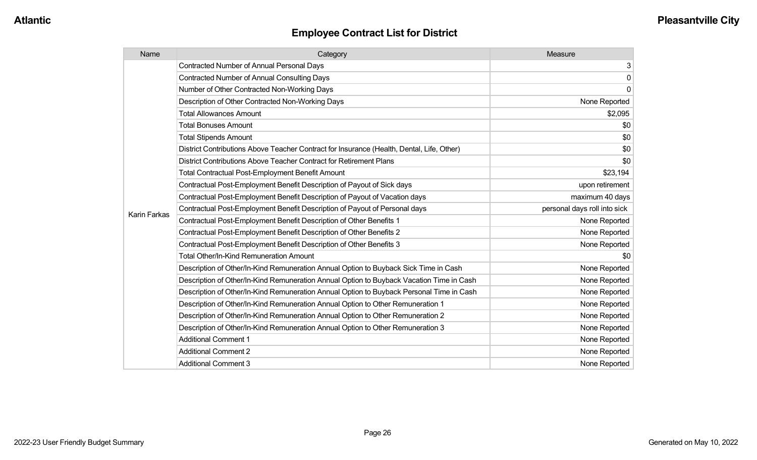## Employee Contract List for District

| Name | Category | Measure |
|---|---|---|
| Karin Farkas | Contracted Number of Annual Personal Days | 3 |
| | Contracted Number of Annual Consulting Days | 0 |
| | Number of Other Contracted Non-Working Days | 0 |
| | Description of Other Contracted Non-Working Days | None Reported |
| | Total Allowances Amount | $2,095 |
| | Total Bonuses Amount | $0 |
| | Total Stipends Amount | $0 |
| | District Contributions Above Teacher Contract for Insurance (Health, Dental, Life, Other) | $0 |
| | District Contributions Above Teacher Contract for Retirement Plans | $0 |
| | Total Contractual Post-Employment Benefit Amount | $23,194 |
| | Contractual Post-Employment Benefit Description of Payout of Sick days | upon retirement |
| | Contractual Post-Employment Benefit Description of Payout of Vacation days | maximum 40 days |
| | Contractual Post-Employment Benefit Description of Payout of Personal days | personal days roll into sick |
| | Contractual Post-Employment Benefit Description of Other Benefits 1 | None Reported |
| | Contractual Post-Employment Benefit Description of Other Benefits 2 | None Reported |
| | Contractual Post-Employment Benefit Description of Other Benefits 3 | None Reported |
| | Total Other/In-Kind Remuneration Amount | $0 |
| | Description of Other/In-Kind Remuneration Annual Option to Buyback Sick Time in Cash | None Reported |
| | Description of Other/In-Kind Remuneration Annual Option to Buyback Vacation Time in Cash | None Reported |
| | Description of Other/In-Kind Remuneration Annual Option to Buyback Personal Time in Cash | None Reported |
| | Description of Other/In-Kind Remuneration Annual Option to Other Remuneration 1 | None Reported |
| | Description of Other/In-Kind Remuneration Annual Option to Other Remuneration 2 | None Reported |
| | Description of Other/In-Kind Remuneration Annual Option to Other Remuneration 3 | None Reported |
| | Additional Comment 1 | None Reported |
| | Additional Comment 2 | None Reported |
| | Additional Comment 3 | None Reported |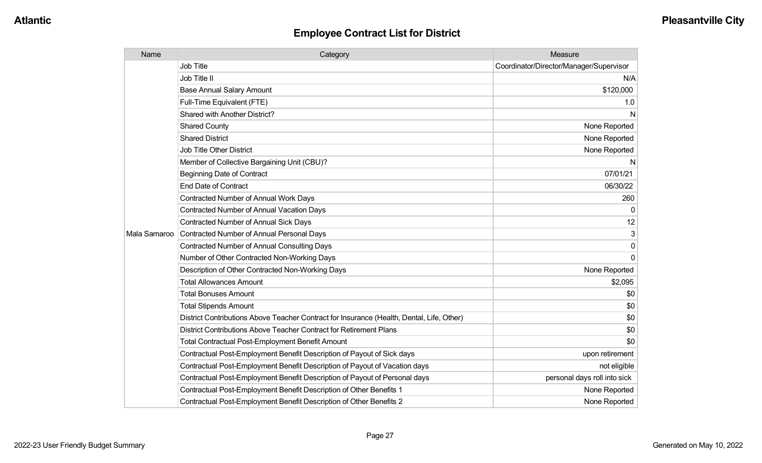## Employee Contract List for District

| Name | Category | Measure |
|---|---|---|
| Mala Samaroo | Job Title | Coordinator/Director/Manager/Supervisor |
| | Job Title II | N/A |
| | Base Annual Salary Amount | $120,000 |
| | Full-Time Equivalent (FTE) | 1.0 |
| | Shared with Another District? | N |
| | Shared County | None Reported |
| | Shared District | None Reported |
| | Job Title Other District | None Reported |
| | Member of Collective Bargaining Unit (CBU)? | N |
| | Beginning Date of Contract | 07/01/21 |
| | End Date of Contract | 06/30/22 |
| | Contracted Number of Annual Work Days | 260 |
| | Contracted Number of Annual Vacation Days | 0 |
| | Contracted Number of Annual Sick Days | 12 |
| | Contracted Number of Annual Personal Days | 3 |
| | Contracted Number of Annual Consulting Days | 0 |
| | Number of Other Contracted Non-Working Days | 0 |
| | Description of Other Contracted Non-Working Days | None Reported |
| | Total Allowances Amount | $2,095 |
| | Total Bonuses Amount | $0 |
| | Total Stipends Amount | $0 |
| | District Contributions Above Teacher Contract for Insurance (Health, Dental, Life, Other) | $0 |
| | District Contributions Above Teacher Contract for Retirement Plans | $0 |
| | Total Contractual Post-Employment Benefit Amount | $0 |
| | Contractual Post-Employment Benefit Description of Payout of Sick days | upon retirement |
| | Contractual Post-Employment Benefit Description of Payout of Vacation days | not eligible |
| | Contractual Post-Employment Benefit Description of Payout of Personal days | personal days roll into sick |
| | Contractual Post-Employment Benefit Description of Other Benefits 1 | None Reported |
| | Contractual Post-Employment Benefit Description of Other Benefits 2 | None Reported |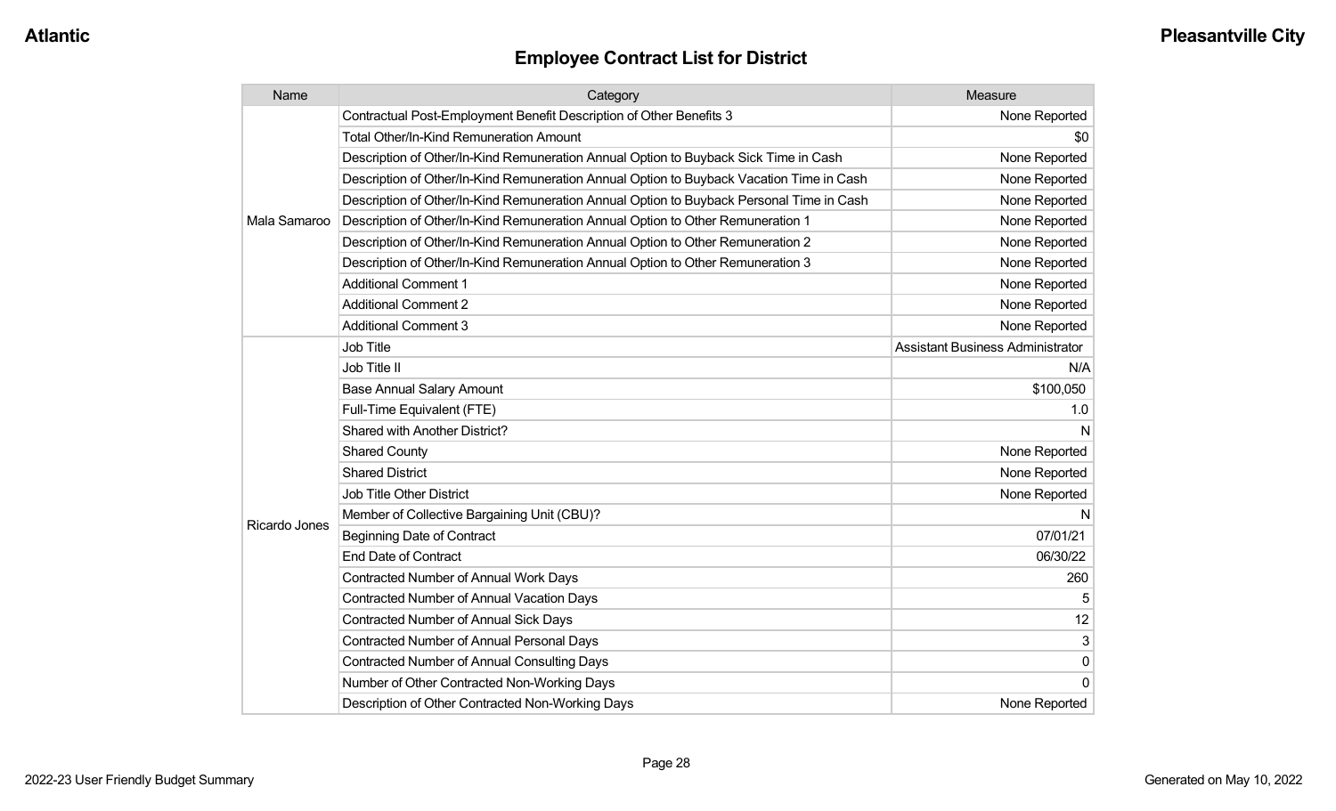## Employee Contract List for District

| Name | Category | Measure |
|---|---|---|
| Mala Samaroo | Contractual Post-Employment Benefit Description of Other Benefits 3 | None Reported |
| | Total Other/In-Kind Remuneration Amount | $0 |
| | Description of Other/In-Kind Remuneration Annual Option to Buyback Sick Time in Cash | None Reported |
| | Description of Other/In-Kind Remuneration Annual Option to Buyback Vacation Time in Cash | None Reported |
| | Description of Other/In-Kind Remuneration Annual Option to Buyback Personal Time in Cash | None Reported |
| | Description of Other/In-Kind Remuneration Annual Option to Other Remuneration 1 | None Reported |
| | Description of Other/In-Kind Remuneration Annual Option to Other Remuneration 2 | None Reported |
| | Description of Other/In-Kind Remuneration Annual Option to Other Remuneration 3 | None Reported |
| | Additional Comment 1 | None Reported |
| | Additional Comment 2 | None Reported |
| | Additional Comment 3 | None Reported |
| Ricardo Jones | Job Title | Assistant Business Administrator |
| | Job Title II | N/A |
| | Base Annual Salary Amount | $100,050 |
| | Full-Time Equivalent (FTE) | 1.0 |
| | Shared with Another District? | N |
| | Shared County | None Reported |
| | Shared District | None Reported |
| | Job Title Other District | None Reported |
| | Member of Collective Bargaining Unit (CBU)? | N |
| | Beginning Date of Contract | 07/01/21 |
| | End Date of Contract | 06/30/22 |
| | Contracted Number of Annual Work Days | 260 |
| | Contracted Number of Annual Vacation Days | 5 |
| | Contracted Number of Annual Sick Days | 12 |
| | Contracted Number of Annual Personal Days | 3 |
| | Contracted Number of Annual Consulting Days | 0 |
| | Number of Other Contracted Non-Working Days | 0 |
| | Description of Other Contracted Non-Working Days | None Reported |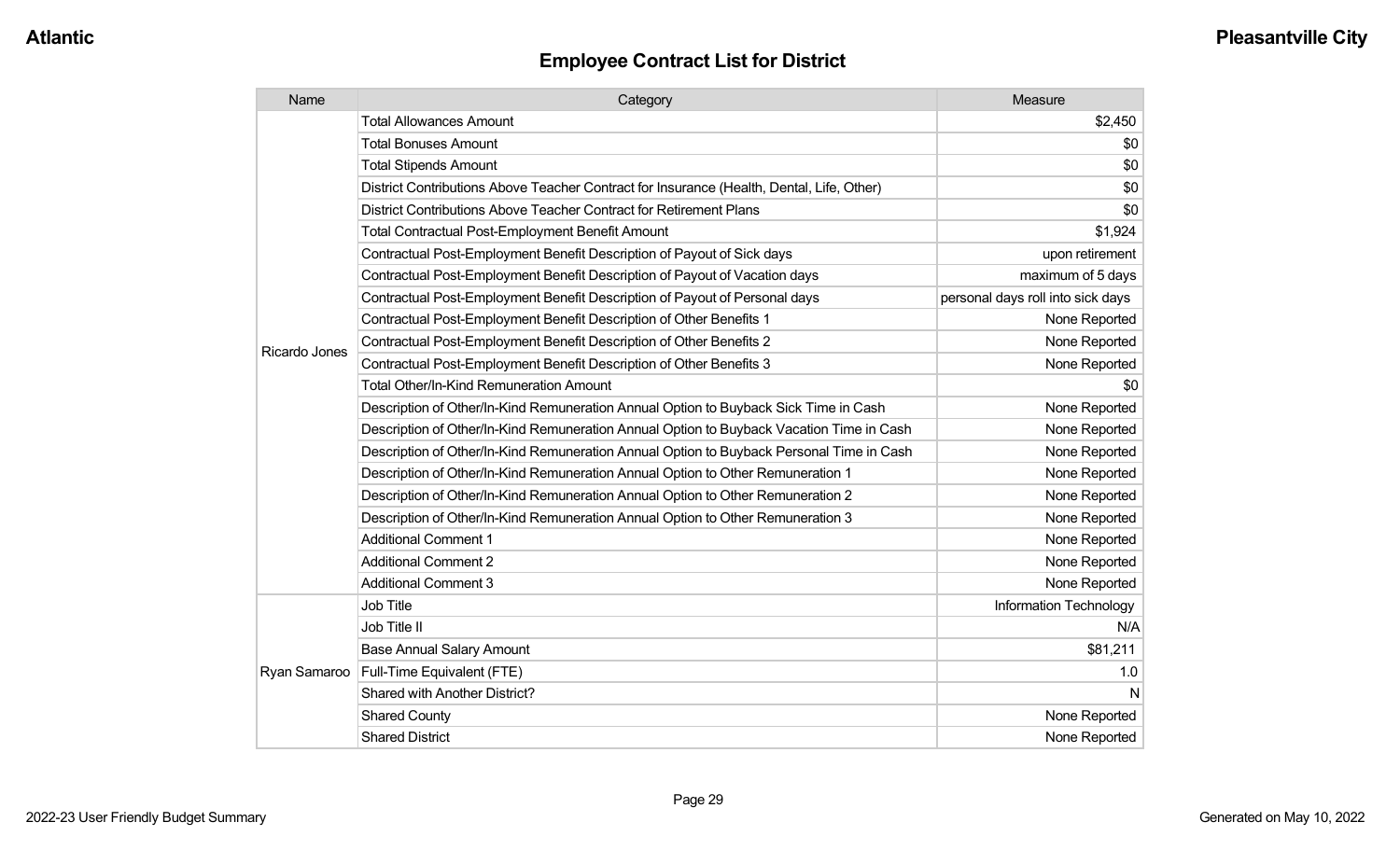## Employee Contract List for District

| Name | Category | Measure |
|---|---|---|
| Ricardo Jones | Total Allowances Amount | $2,450 |
| | Total Bonuses Amount | $0 |
| | Total Stipends Amount | $0 |
| | District Contributions Above Teacher Contract for Insurance (Health, Dental, Life, Other) | $0 |
| | District Contributions Above Teacher Contract for Retirement Plans | $0 |
| | Total Contractual Post-Employment Benefit Amount | $1,924 |
| | Contractual Post-Employment Benefit Description of Payout of Sick days | upon retirement |
| | Contractual Post-Employment Benefit Description of Payout of Vacation days | maximum of 5 days |
| | Contractual Post-Employment Benefit Description of Payout of Personal days | personal days roll into sick days |
| | Contractual Post-Employment Benefit Description of Other Benefits 1 | None Reported |
| | Contractual Post-Employment Benefit Description of Other Benefits 2 | None Reported |
| | Contractual Post-Employment Benefit Description of Other Benefits 3 | None Reported |
| | Total Other/In-Kind Remuneration Amount | $0 |
| | Description of Other/In-Kind Remuneration Annual Option to Buyback Sick Time in Cash | None Reported |
| | Description of Other/In-Kind Remuneration Annual Option to Buyback Vacation Time in Cash | None Reported |
| | Description of Other/In-Kind Remuneration Annual Option to Buyback Personal Time in Cash | None Reported |
| | Description of Other/In-Kind Remuneration Annual Option to Other Remuneration 1 | None Reported |
| | Description of Other/In-Kind Remuneration Annual Option to Other Remuneration 2 | None Reported |
| | Description of Other/In-Kind Remuneration Annual Option to Other Remuneration 3 | None Reported |
| | Additional Comment 1 | None Reported |
| | Additional Comment 2 | None Reported |
| | Additional Comment 3 | None Reported |
| Ryan Samaroo | Job Title | Information Technology |
| | Job Title II | N/A |
| | Base Annual Salary Amount | $81,211 |
| | Full-Time Equivalent (FTE) | 1.0 |
| | Shared with Another District? | N |
| | Shared County | None Reported |
| | Shared District | None Reported |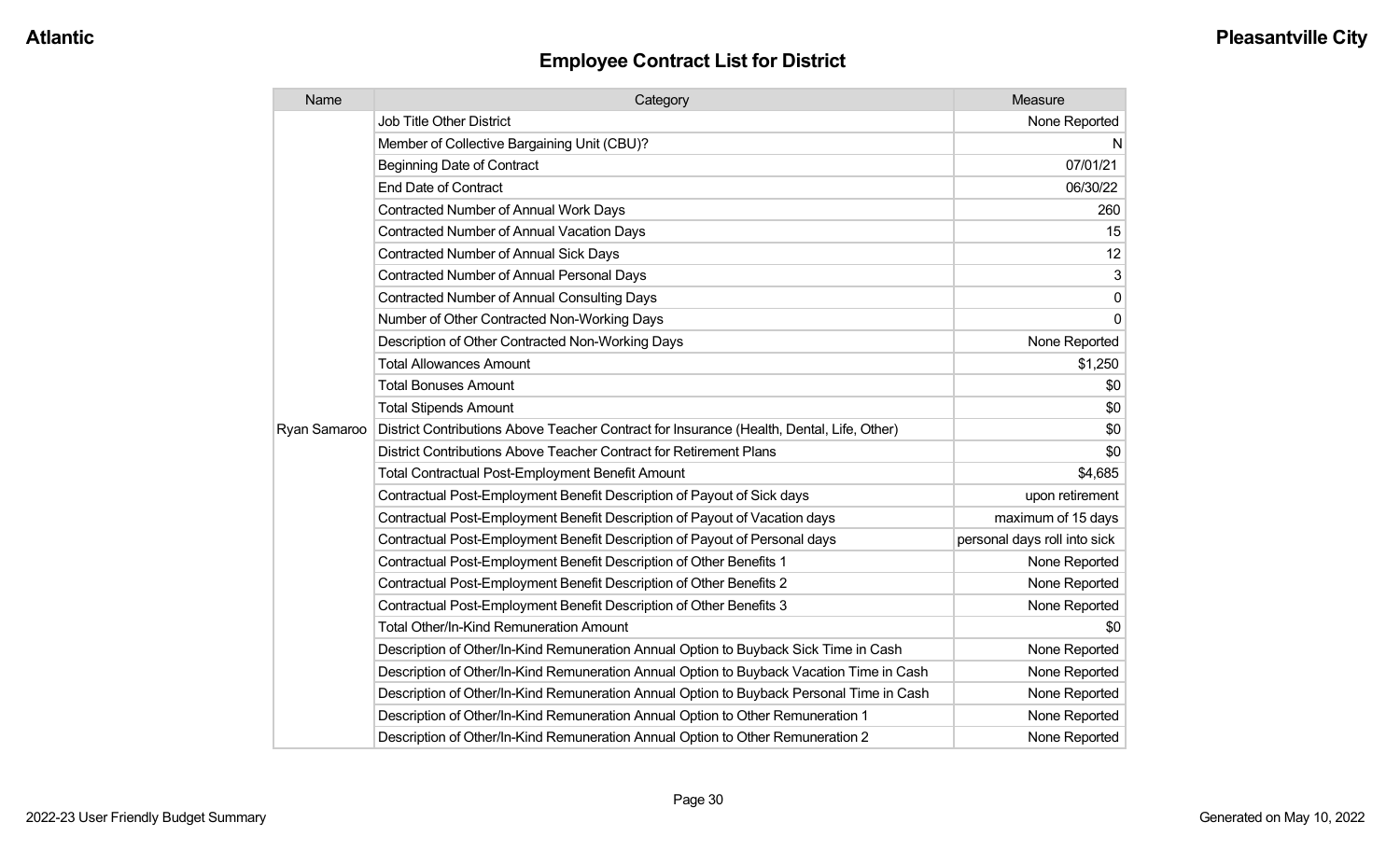## Employee Contract List for District

| Name | Category | Measure |
|---|---|---|
| Ryan Samaroo | Job Title Other District | None Reported |
| | Member of Collective Bargaining Unit (CBU)? | N |
| | Beginning Date of Contract | 07/01/21 |
| | End Date of Contract | 06/30/22 |
| | Contracted Number of Annual Work Days | 260 |
| | Contracted Number of Annual Vacation Days | 15 |
| | Contracted Number of Annual Sick Days | 12 |
| | Contracted Number of Annual Personal Days | 3 |
| | Contracted Number of Annual Consulting Days | 0 |
| | Number of Other Contracted Non-Working Days | 0 |
| | Description of Other Contracted Non-Working Days | None Reported |
| | Total Allowances Amount | $1,250 |
| | Total Bonuses Amount | $0 |
| | Total Stipends Amount | $0 |
| | District Contributions Above Teacher Contract for Insurance (Health, Dental, Life, Other) | $0 |
| | District Contributions Above Teacher Contract for Retirement Plans | $0 |
| | Total Contractual Post-Employment Benefit Amount | $4,685 |
| | Contractual Post-Employment Benefit Description of Payout of Sick days | upon retirement |
| | Contractual Post-Employment Benefit Description of Payout of Vacation days | maximum of 15 days |
| | Contractual Post-Employment Benefit Description of Payout of Personal days | personal days roll into sick |
| | Contractual Post-Employment Benefit Description of Other Benefits 1 | None Reported |
| | Contractual Post-Employment Benefit Description of Other Benefits 2 | None Reported |
| | Contractual Post-Employment Benefit Description of Other Benefits 3 | None Reported |
| | Total Other/In-Kind Remuneration Amount | $0 |
| | Description of Other/In-Kind Remuneration Annual Option to Buyback Sick Time in Cash | None Reported |
| | Description of Other/In-Kind Remuneration Annual Option to Buyback Vacation Time in Cash | None Reported |
| | Description of Other/In-Kind Remuneration Annual Option to Buyback Personal Time in Cash | None Reported |
| | Description of Other/In-Kind Remuneration Annual Option to Other Remuneration 1 | None Reported |
| | Description of Other/In-Kind Remuneration Annual Option to Other Remuneration 2 | None Reported |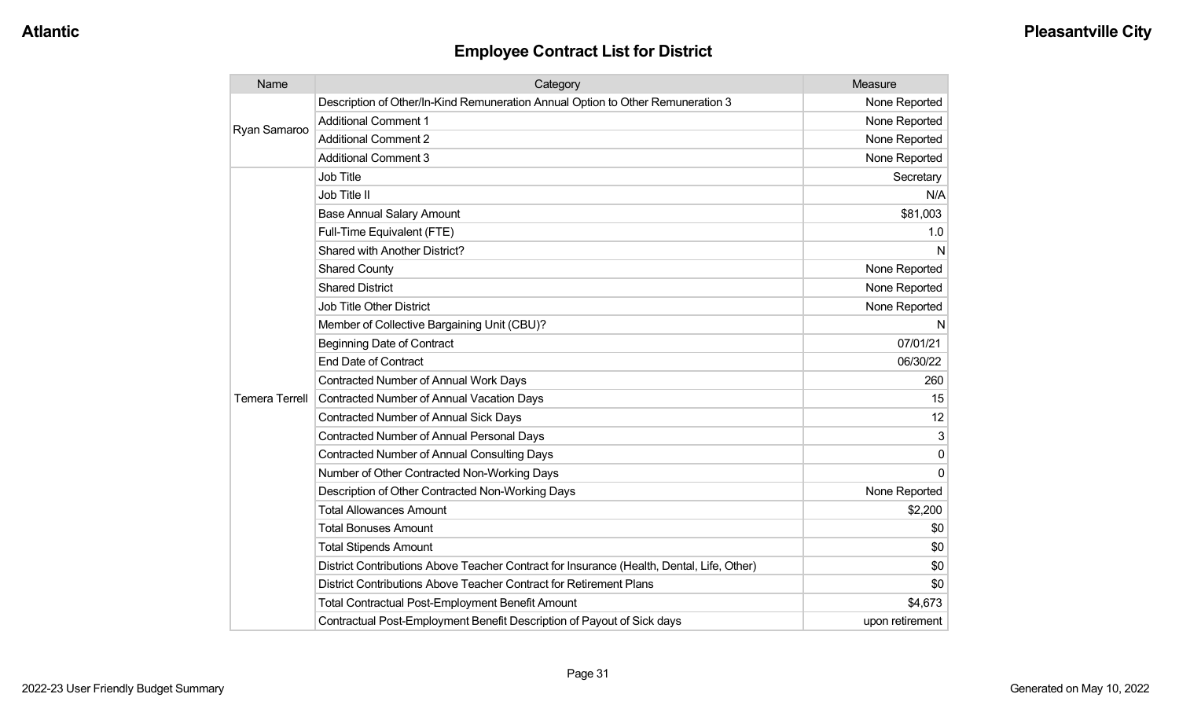## Employee Contract List for District

| Name | Category | Measure |
|---|---|---|
| Ryan Samaroo | Description of Other/In-Kind Remuneration Annual Option to Other Remuneration 3 | None Reported |
| | Additional Comment 1 | None Reported |
| | Additional Comment 2 | None Reported |
| | Additional Comment 3 | None Reported |
| Temera Terrell | Job Title | Secretary |
| | Job Title II | N/A |
| | Base Annual Salary Amount | $81,003 |
| | Full-Time Equivalent (FTE) | 1.0 |
| | Shared with Another District? | N |
| | Shared County | None Reported |
| | Shared District | None Reported |
| | Job Title Other District | None Reported |
| | Member of Collective Bargaining Unit (CBU)? | N |
| | Beginning Date of Contract | 07/01/21 |
| | End Date of Contract | 06/30/22 |
| | Contracted Number of Annual Work Days | 260 |
| | Contracted Number of Annual Vacation Days | 15 |
| | Contracted Number of Annual Sick Days | 12 |
| | Contracted Number of Annual Personal Days | 3 |
| | Contracted Number of Annual Consulting Days | 0 |
| | Number of Other Contracted Non-Working Days | 0 |
| | Description of Other Contracted Non-Working Days | None Reported |
| | Total Allowances Amount | $2,200 |
| | Total Bonuses Amount | $0 |
| | Total Stipends Amount | $0 |
| | District Contributions Above Teacher Contract for Insurance (Health, Dental, Life, Other) | $0 |
| | District Contributions Above Teacher Contract for Retirement Plans | $0 |
| | Total Contractual Post-Employment Benefit Amount | $4,673 |
| | Contractual Post-Employment Benefit Description of Payout of Sick days | upon retirement |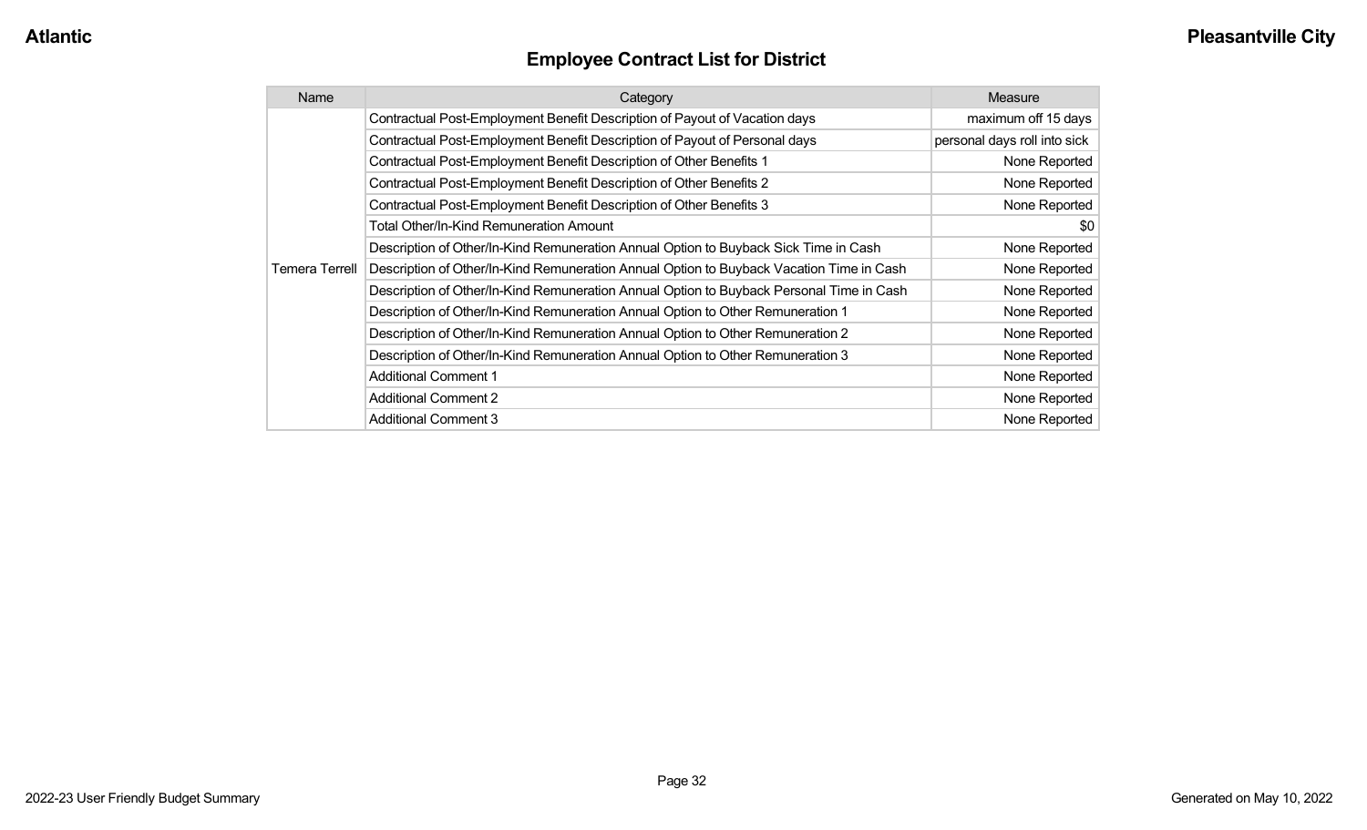## Employee Contract List for District

| Name | Category | Measure |
|---|---|---|
| Temera Terrell | Contractual Post-Employment Benefit Description of Payout of Vacation days | maximum off 15 days |
| | Contractual Post-Employment Benefit Description of Payout of Personal days | personal days roll into sick |
| | Contractual Post-Employment Benefit Description of Other Benefits 1 | None Reported |
| | Contractual Post-Employment Benefit Description of Other Benefits 2 | None Reported |
| | Contractual Post-Employment Benefit Description of Other Benefits 3 | None Reported |
| | Total Other/In-Kind Remuneration Amount | $0 |
| | Description of Other/In-Kind Remuneration Annual Option to Buyback Sick Time in Cash | None Reported |
| | Description of Other/In-Kind Remuneration Annual Option to Buyback Vacation Time in Cash | None Reported |
| | Description of Other/In-Kind Remuneration Annual Option to Buyback Personal Time in Cash | None Reported |
| | Description of Other/In-Kind Remuneration Annual Option to Other Remuneration 1 | None Reported |
| | Description of Other/In-Kind Remuneration Annual Option to Other Remuneration 2 | None Reported |
| | Description of Other/In-Kind Remuneration Annual Option to Other Remuneration 3 | None Reported |
| | Additional Comment 1 | None Reported |
| | Additional Comment 2 | None Reported |
| | Additional Comment 3 | None Reported |